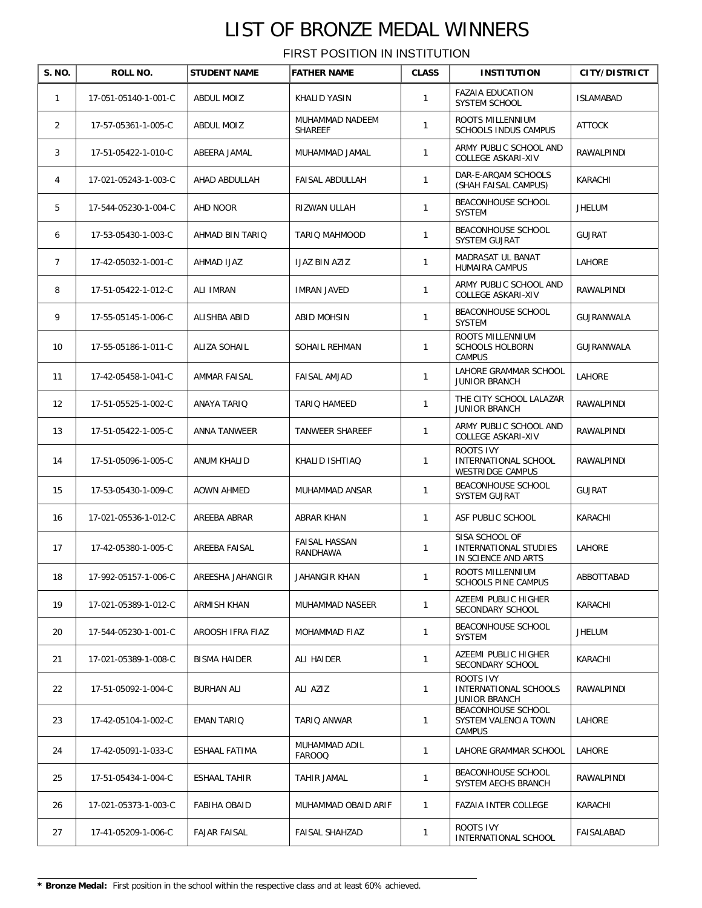# LIST OF BRONZE MEDAL WINNERS

## FIRST POSITION IN INSTITUTION

| S. NO. | ROLL NO. | STUDENT NAME | FATHER NAME | CLASS | INSTITUTION | CITY/DISTRICT |
|---|---|---|---|---|---|---|
| 1 | 17-051-05140-1-001-C | ABDUL MOIZ | KHALID YASIN | 1 | FAZAIA EDUCATION SYSTEM SCHOOL | ISLAMABAD |
| 2 | 17-57-05361-1-005-C | ABDUL MOIZ | MUHAMMAD NADEEM SHAREEF | 1 | ROOTS MILLENNIUM SCHOOLS INDUS CAMPUS | ATTOCK |
| 3 | 17-51-05422-1-010-C | ABEERA JAMAL | MUHAMMAD JAMAL | 1 | ARMY PUBLIC SCHOOL AND COLLEGE ASKARI-XIV | RAWALPINDI |
| 4 | 17-021-05243-1-003-C | AHAD ABDULLAH | FAISAL ABDULLAH | 1 | DAR-E-ARQAM SCHOOLS (SHAH FAISAL CAMPUS) | KARACHI |
| 5 | 17-544-05230-1-004-C | AHD NOOR | RIZWAN ULLAH | 1 | BEACONHOUSE SCHOOL SYSTEM | JHELUM |
| 6 | 17-53-05430-1-003-C | AHMAD BIN TARIQ | TARIQ MAHMOOD | 1 | BEACONHOUSE SCHOOL SYSTEM GUJRAT | GUJRAT |
| 7 | 17-42-05032-1-001-C | AHMAD IJAZ | IJAZ BIN AZIZ | 1 | MADRASAT UL BANAT HUMAIRA CAMPUS | LAHORE |
| 8 | 17-51-05422-1-012-C | ALI IMRAN | IMRAN JAVED | 1 | ARMY PUBLIC SCHOOL AND COLLEGE ASKARI-XIV | RAWALPINDI |
| 9 | 17-55-05145-1-006-C | ALISHBA ABID | ABID MOHSIN | 1 | BEACONHOUSE SCHOOL SYSTEM | GUJRANWALA |
| 10 | 17-55-05186-1-011-C | ALIZA SOHAIL | SOHAIL REHMAN | 1 | ROOTS MILLENNIUM SCHOOLS HOLBORN CAMPUS | GUJRANWALA |
| 11 | 17-42-05458-1-041-C | AMMAR FAISAL | FAISAL AMJAD | 1 | LAHORE GRAMMAR SCHOOL JUNIOR BRANCH | LAHORE |
| 12 | 17-51-05525-1-002-C | ANAYA TARIQ | TARIQ HAMEED | 1 | THE CITY SCHOOL LALAZAR JUNIOR BRANCH | RAWALPINDI |
| 13 | 17-51-05422-1-005-C | ANNA TANWEER | TANWEER SHAREEF | 1 | ARMY PUBLIC SCHOOL AND COLLEGE ASKARI-XIV | RAWALPINDI |
| 14 | 17-51-05096-1-005-C | ANUM KHALID | KHALID ISHTIAQ | 1 | ROOTS IVY INTERNATIONAL SCHOOL WESTRIDGE CAMPUS | RAWALPINDI |
| 15 | 17-53-05430-1-009-C | AOWN AHMED | MUHAMMAD ANSAR | 1 | BEACONHOUSE SCHOOL SYSTEM GUJRAT | GUJRAT |
| 16 | 17-021-05536-1-012-C | AREEBA ABRAR | ABRAR KHAN | 1 | ASF PUBLIC SCHOOL | KARACHI |
| 17 | 17-42-05380-1-005-C | AREEBA FAISAL | FAISAL HASSAN RANDHAWA | 1 | SISA SCHOOL OF INTERNATIONAL STUDIES IN SCIENCE AND ARTS | LAHORE |
| 18 | 17-992-05157-1-006-C | AREESHA JAHANGIR | JAHANGIR KHAN | 1 | ROOTS MILLENNIUM SCHOOLS PINE CAMPUS | ABBOTTABAD |
| 19 | 17-021-05389-1-012-C | ARMISH KHAN | MUHAMMAD NASEER | 1 | AZEEMI PUBLIC HIGHER SECONDARY SCHOOL | KARACHI |
| 20 | 17-544-05230-1-001-C | AROOSH IFRA FIAZ | MOHAMMAD FIAZ | 1 | BEACONHOUSE SCHOOL SYSTEM | JHELUM |
| 21 | 17-021-05389-1-008-C | BISMA HAIDER | ALI HAIDER | 1 | AZEEMI PUBLIC HIGHER SECONDARY SCHOOL | KARACHI |
| 22 | 17-51-05092-1-004-C | BURHAN ALI | ALI AZIZ | 1 | ROOTS IVY INTERNATIONAL SCHOOLS JUNIOR BRANCH | RAWALPINDI |
| 23 | 17-42-05104-1-002-C | EMAN TARIQ | TARIQ ANWAR | 1 | BEACONHOUSE SCHOOL SYSTEM VALENCIA TOWN CAMPUS | LAHORE |
| 24 | 17-42-05091-1-033-C | ESHAAL FATIMA | MUHAMMAD ADIL FAROOQ | 1 | LAHORE GRAMMAR SCHOOL | LAHORE |
| 25 | 17-51-05434-1-004-C | ESHAAL TAHIR | TAHIR JAMAL | 1 | BEACONHOUSE SCHOOL SYSTEM AECHS BRANCH | RAWALPINDI |
| 26 | 17-021-05373-1-003-C | FABIHA OBAID | MUHAMMAD OBAID ARIF | 1 | FAZAIA INTER COLLEGE | KARACHI |
| 27 | 17-41-05209-1-006-C | FAJAR FAISAL | FAISAL SHAHZAD | 1 | ROOTS IVY INTERNATIONAL SCHOOL | FAISALABAD |

**\* Bronze Medal:** First position in the school within the respective class and at least 60% achieved.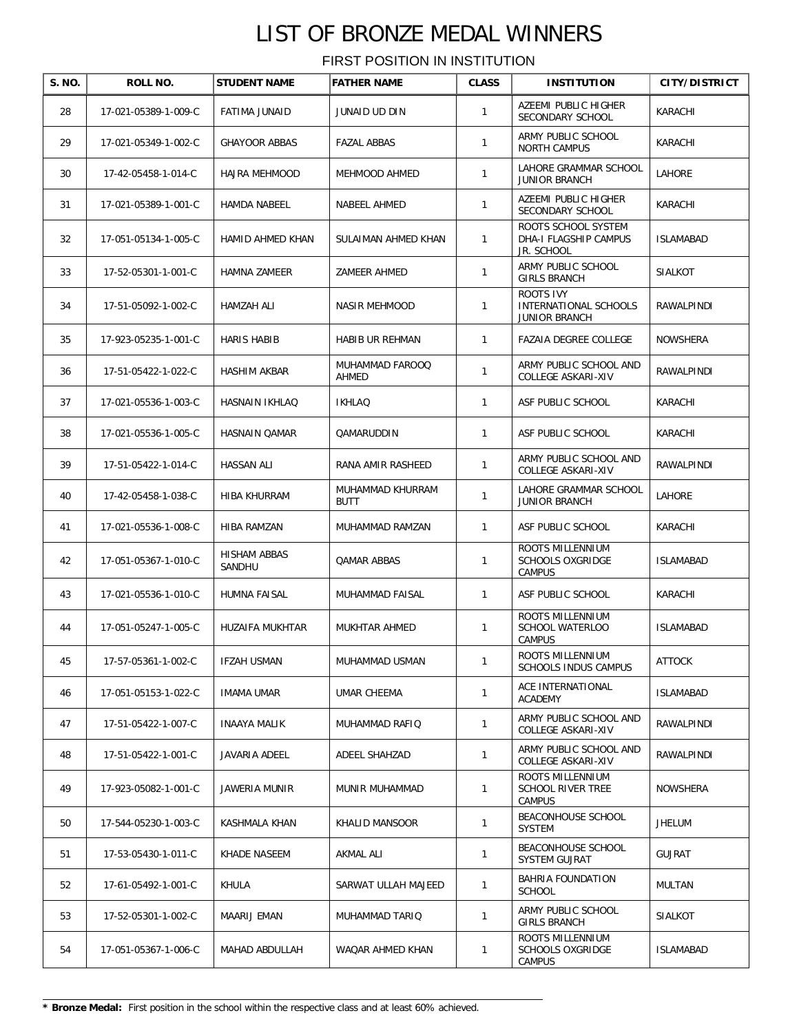# LIST OF BRONZE MEDAL WINNERS

FIRST POSITION IN INSTITUTION

| S. NO. | ROLL NO. | STUDENT NAME | FATHER NAME | CLASS | INSTITUTION | CITY/DISTRICT |
|---|---|---|---|---|---|---|
| 28 | 17-021-05389-1-009-C | FATIMA JUNAID | JUNAID UD DIN | 1 | AZEEMI PUBLIC HIGHER SECONDARY SCHOOL | KARACHI |
| 29 | 17-021-05349-1-002-C | GHAYOOR ABBAS | FAZAL ABBAS | 1 | ARMY PUBLIC SCHOOL NORTH CAMPUS | KARACHI |
| 30 | 17-42-05458-1-014-C | HAJRA MEHMOOD | MEHMOOD AHMED | 1 | LAHORE GRAMMAR SCHOOL JUNIOR BRANCH | LAHORE |
| 31 | 17-021-05389-1-001-C | HAMDA NABEEL | NABEEL AHMED | 1 | AZEEMI PUBLIC HIGHER SECONDARY SCHOOL | KARACHI |
| 32 | 17-051-05134-1-005-C | HAMID AHMED KHAN | SULAIMAN AHMED KHAN | 1 | ROOTS SCHOOL SYSTEM DHA-I FLAGSHIP CAMPUS JR. SCHOOL | ISLAMABAD |
| 33 | 17-52-05301-1-001-C | HAMNA ZAMEER | ZAMEER AHMED | 1 | ARMY PUBLIC SCHOOL GIRLS BRANCH | SIALKOT |
| 34 | 17-51-05092-1-002-C | HAMZAH ALI | NASIR MEHMOOD | 1 | ROOTS IVY INTERNATIONAL SCHOOLS JUNIOR BRANCH | RAWALPINDI |
| 35 | 17-923-05235-1-001-C | HARIS HABIB | HABIB UR REHMAN | 1 | FAZAIA DEGREE COLLEGE | NOWSHERA |
| 36 | 17-51-05422-1-022-C | HASHIM AKBAR | MUHAMMAD FAROOQ AHMED | 1 | ARMY PUBLIC SCHOOL AND COLLEGE ASKARI-XIV | RAWALPINDI |
| 37 | 17-021-05536-1-003-C | HASNAIN IKHLAQ | IKHLAQ | 1 | ASF PUBLIC SCHOOL | KARACHI |
| 38 | 17-021-05536-1-005-C | HASNAIN QAMAR | QAMARUDDIN | 1 | ASF PUBLIC SCHOOL | KARACHI |
| 39 | 17-51-05422-1-014-C | HASSAN ALI | RANA AMIR RASHEED | 1 | ARMY PUBLIC SCHOOL AND COLLEGE ASKARI-XIV | RAWALPINDI |
| 40 | 17-42-05458-1-038-C | HIBA KHURRAM | MUHAMMAD KHURRAM BUTT | 1 | LAHORE GRAMMAR SCHOOL JUNIOR BRANCH | LAHORE |
| 41 | 17-021-05536-1-008-C | HIBA RAMZAN | MUHAMMAD RAMZAN | 1 | ASF PUBLIC SCHOOL | KARACHI |
| 42 | 17-051-05367-1-010-C | HISHAM ABBAS SANDHU | QAMAR ABBAS | 1 | ROOTS MILLENNIUM SCHOOLS OXGRIDGE CAMPUS | ISLAMABAD |
| 43 | 17-021-05536-1-010-C | HUMNA FAISAL | MUHAMMAD FAISAL | 1 | ASF PUBLIC SCHOOL | KARACHI |
| 44 | 17-051-05247-1-005-C | HUZAIFA MUKHTAR | MUKHTAR AHMED | 1 | ROOTS MILLENNIUM SCHOOL WATERLOO CAMPUS | ISLAMABAD |
| 45 | 17-57-05361-1-002-C | IFZAH USMAN | MUHAMMAD USMAN | 1 | ROOTS MILLENNIUM SCHOOLS INDUS CAMPUS | ATTOCK |
| 46 | 17-051-05153-1-022-C | IMAMA UMAR | UMAR CHEEMA | 1 | ACE INTERNATIONAL ACADEMY | ISLAMABAD |
| 47 | 17-51-05422-1-007-C | INAAYA MALIK | MUHAMMAD RAFIQ | 1 | ARMY PUBLIC SCHOOL AND COLLEGE ASKARI-XIV | RAWALPINDI |
| 48 | 17-51-05422-1-001-C | JAVARIA ADEEL | ADEEL SHAHZAD | 1 | ARMY PUBLIC SCHOOL AND COLLEGE ASKARI-XIV | RAWALPINDI |
| 49 | 17-923-05082-1-001-C | JAWERIA MUNIR | MUNIR MUHAMMAD | 1 | ROOTS MILLENNIUM SCHOOL RIVER TREE CAMPUS | NOWSHERA |
| 50 | 17-544-05230-1-003-C | KASHMALA KHAN | KHALID MANSOOR | 1 | BEACONHOUSE SCHOOL SYSTEM | JHELUM |
| 51 | 17-53-05430-1-011-C | KHADE NASEEM | AKMAL ALI | 1 | BEACONHOUSE SCHOOL SYSTEM GUJRAT | GUJRAT |
| 52 | 17-61-05492-1-001-C | KHULA | SARWAT ULLAH MAJEED | 1 | BAHRIA FOUNDATION SCHOOL | MULTAN |
| 53 | 17-52-05301-1-002-C | MAARIJ EMAN | MUHAMMAD TARIQ | 1 | ARMY PUBLIC SCHOOL GIRLS BRANCH | SIALKOT |
| 54 | 17-051-05367-1-006-C | MAHAD ABDULLAH | WAQAR AHMED KHAN | 1 | ROOTS MILLENNIUM SCHOOLS OXGRIDGE CAMPUS | ISLAMABAD |

* **Bronze Medal:** First position in the school within the respective class and at least 60% achieved.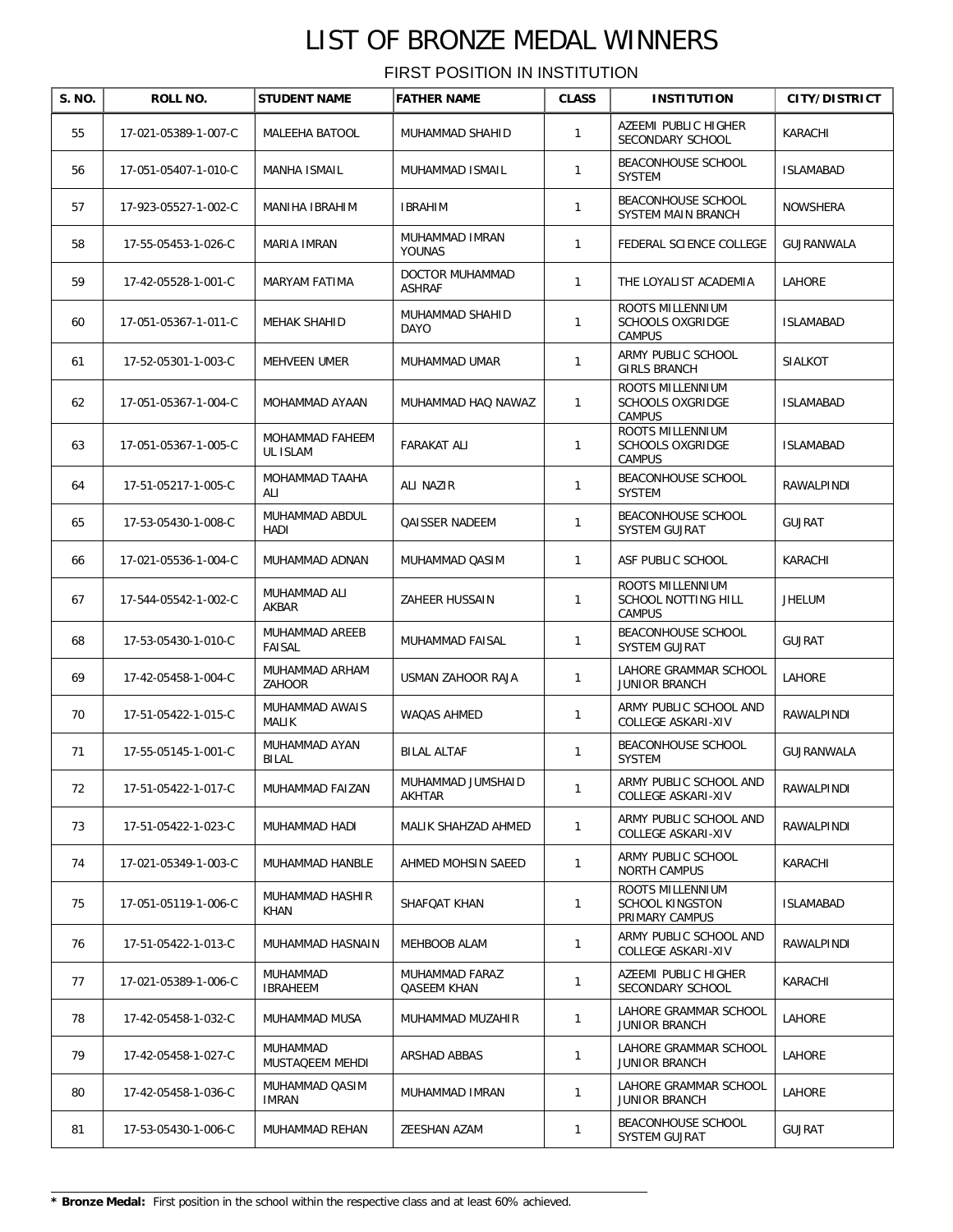# LIST OF BRONZE MEDAL WINNERS

## FIRST POSITION IN INSTITUTION

| S. NO. | ROLL NO. | STUDENT NAME | FATHER NAME | CLASS | INSTITUTION | CITY/DISTRICT |
|---|---|---|---|---|---|---|
| 55 | 17-021-05389-1-007-C | MALEEHA BATOOL | MUHAMMAD SHAHID | 1 | AZEEMI PUBLIC HIGHER SECONDARY SCHOOL | KARACHI |
| 56 | 17-051-05407-1-010-C | MANHA ISMAIL | MUHAMMAD ISMAIL | 1 | BEACONHOUSE SCHOOL SYSTEM | ISLAMABAD |
| 57 | 17-923-05527-1-002-C | MANIHA IBRAHIM | IBRAHIM | 1 | BEACONHOUSE SCHOOL SYSTEM MAIN BRANCH | NOWSHERA |
| 58 | 17-55-05453-1-026-C | MARIA IMRAN | MUHAMMAD IMRAN YOUNAS | 1 | FEDERAL SCIENCE COLLEGE | GUJRANWALA |
| 59 | 17-42-05528-1-001-C | MARYAM FATIMA | DOCTOR MUHAMMAD ASHRAF | 1 | THE LOYALIST ACADEMIA | LAHORE |
| 60 | 17-051-05367-1-011-C | MEHAK SHAHID | MUHAMMAD SHAHID DAYO | 1 | ROOTS MILLENNIUM SCHOOLS OXGRIDGE CAMPUS | ISLAMABAD |
| 61 | 17-52-05301-1-003-C | MEHVEEN UMER | MUHAMMAD UMAR | 1 | ARMY PUBLIC SCHOOL GIRLS BRANCH | SIALKOT |
| 62 | 17-051-05367-1-004-C | MOHAMMAD AYAAN | MUHAMMAD HAQ NAWAZ | 1 | ROOTS MILLENNIUM SCHOOLS OXGRIDGE CAMPUS | ISLAMABAD |
| 63 | 17-051-05367-1-005-C | MOHAMMAD FAHEEM UL ISLAM | FARAKAT ALI | 1 | ROOTS MILLENNIUM SCHOOLS OXGRIDGE CAMPUS | ISLAMABAD |
| 64 | 17-51-05217-1-005-C | MOHAMMAD TAAHA ALI | ALI NAZIR | 1 | BEACONHOUSE SCHOOL SYSTEM | RAWALPINDI |
| 65 | 17-53-05430-1-008-C | MUHAMMAD ABDUL HADI | QAISSER NADEEM | 1 | BEACONHOUSE SCHOOL SYSTEM GUJRAT | GUJRAT |
| 66 | 17-021-05536-1-004-C | MUHAMMAD ADNAN | MUHAMMAD QASIM | 1 | ASF PUBLIC SCHOOL | KARACHI |
| 67 | 17-544-05542-1-002-C | MUHAMMAD ALI AKBAR | ZAHEER HUSSAIN | 1 | ROOTS MILLENNIUM SCHOOL NOTTING HILL CAMPUS | JHELUM |
| 68 | 17-53-05430-1-010-C | MUHAMMAD AREEB FAISAL | MUHAMMAD FAISAL | 1 | BEACONHOUSE SCHOOL SYSTEM GUJRAT | GUJRAT |
| 69 | 17-42-05458-1-004-C | MUHAMMAD ARHAM ZAHOOR | USMAN ZAHOOR RAJA | 1 | LAHORE GRAMMAR SCHOOL JUNIOR BRANCH | LAHORE |
| 70 | 17-51-05422-1-015-C | MUHAMMAD AWAIS MALIK | WAQAS AHMED | 1 | ARMY PUBLIC SCHOOL AND COLLEGE ASKARI-XIV | RAWALPINDI |
| 71 | 17-55-05145-1-001-C | MUHAMMAD AYAN BILAL | BILAL ALTAF | 1 | BEACONHOUSE SCHOOL SYSTEM | GUJRANWALA |
| 72 | 17-51-05422-1-017-C | MUHAMMAD FAIZAN | MUHAMMAD JUMSHAID AKHTAR | 1 | ARMY PUBLIC SCHOOL AND COLLEGE ASKARI-XIV | RAWALPINDI |
| 73 | 17-51-05422-1-023-C | MUHAMMAD HADI | MALIK SHAHZAD AHMED | 1 | ARMY PUBLIC SCHOOL AND COLLEGE ASKARI-XIV | RAWALPINDI |
| 74 | 17-021-05349-1-003-C | MUHAMMAD HANBLE | AHMED MOHSIN SAEED | 1 | ARMY PUBLIC SCHOOL NORTH CAMPUS | KARACHI |
| 75 | 17-051-05119-1-006-C | MUHAMMAD HASHIR KHAN | SHAFQAT KHAN | 1 | ROOTS MILLENNIUM SCHOOL KINGSTON PRIMARY CAMPUS | ISLAMABAD |
| 76 | 17-51-05422-1-013-C | MUHAMMAD HASNAIN | MEHBOOB ALAM | 1 | ARMY PUBLIC SCHOOL AND COLLEGE ASKARI-XIV | RAWALPINDI |
| 77 | 17-021-05389-1-006-C | MUHAMMAD IBRAHEEM | MUHAMMAD FARAZ QASEEM KHAN | 1 | AZEEMI PUBLIC HIGHER SECONDARY SCHOOL | KARACHI |
| 78 | 17-42-05458-1-032-C | MUHAMMAD MUSA | MUHAMMAD MUZAHIR | 1 | LAHORE GRAMMAR SCHOOL JUNIOR BRANCH | LAHORE |
| 79 | 17-42-05458-1-027-C | MUHAMMAD MUSTAQEEM MEHDI | ARSHAD ABBAS | 1 | LAHORE GRAMMAR SCHOOL JUNIOR BRANCH | LAHORE |
| 80 | 17-42-05458-1-036-C | MUHAMMAD QASIM IMRAN | MUHAMMAD IMRAN | 1 | LAHORE GRAMMAR SCHOOL JUNIOR BRANCH | LAHORE |
| 81 | 17-53-05430-1-006-C | MUHAMMAD REHAN | ZEESHAN AZAM | 1 | BEACONHOUSE SCHOOL SYSTEM GUJRAT | GUJRAT |

* **Bronze Medal:** First position in the school within the respective class and at least 60% achieved.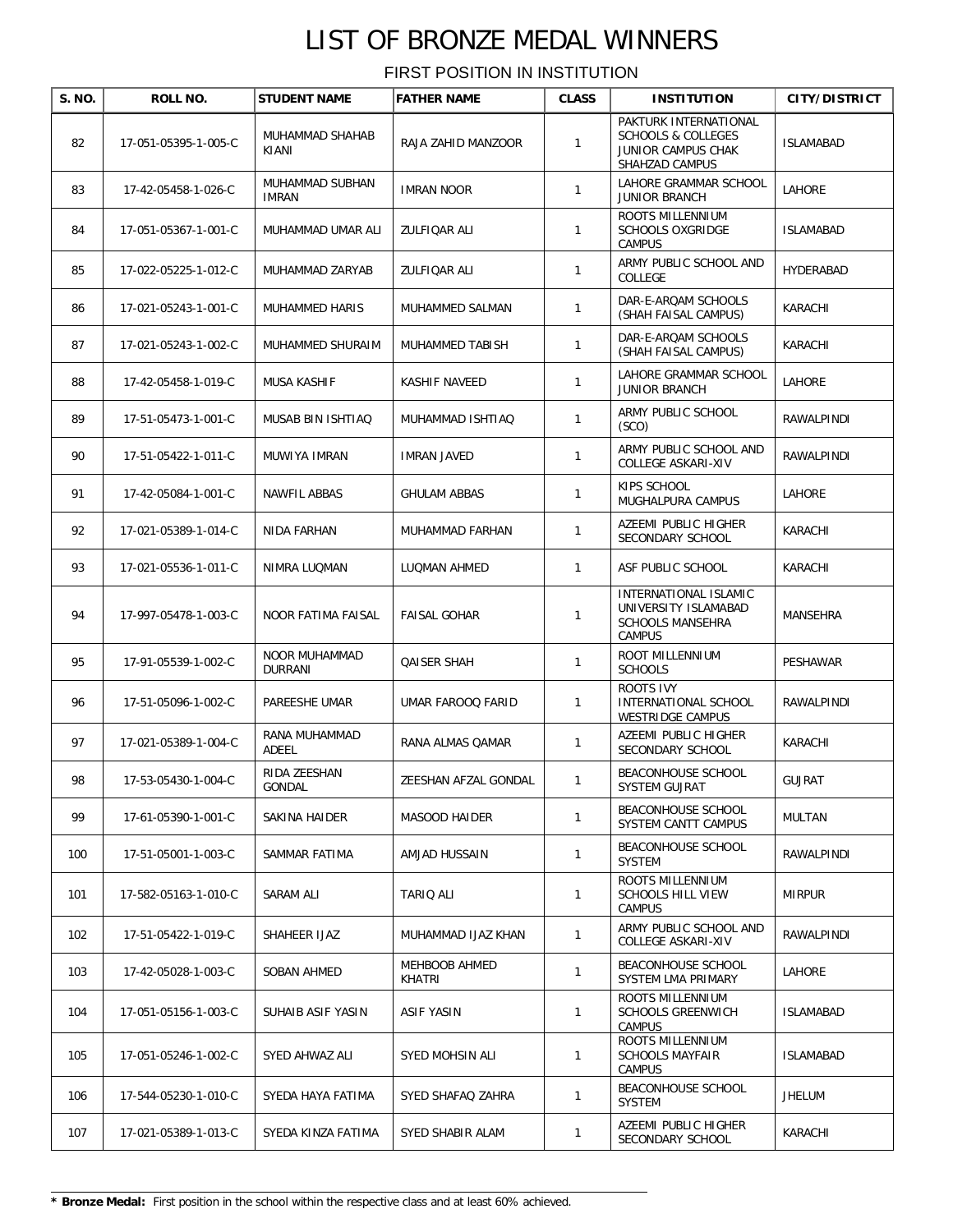# LIST OF BRONZE MEDAL WINNERS

FIRST POSITION IN INSTITUTION

| S. NO. | ROLL NO. | STUDENT NAME | FATHER NAME | CLASS | INSTITUTION | CITY/DISTRICT |
|---|---|---|---|---|---|---|
| 82 | 17-051-05395-1-005-C | MUHAMMAD SHAHAB KIANI | RAJA ZAHID MANZOOR | 1 | PAKTURK INTERNATIONAL SCHOOLS & COLLEGES JUNIOR CAMPUS CHAK SHAHZAD CAMPUS | ISLAMABAD |
| 83 | 17-42-05458-1-026-C | MUHAMMAD SUBHAN IMRAN | IMRAN NOOR | 1 | LAHORE GRAMMAR SCHOOL JUNIOR BRANCH | LAHORE |
| 84 | 17-051-05367-1-001-C | MUHAMMAD UMAR ALI | ZULFIQAR ALI | 1 | ROOTS MILLENNIUM SCHOOLS OXGRIDGE CAMPUS | ISLAMABAD |
| 85 | 17-022-05225-1-012-C | MUHAMMAD ZARYAB | ZULFIQAR ALI | 1 | ARMY PUBLIC SCHOOL AND COLLEGE | HYDERABAD |
| 86 | 17-021-05243-1-001-C | MUHAMMED HARIS | MUHAMMED SALMAN | 1 | DAR-E-ARQAM SCHOOLS (SHAH FAISAL CAMPUS) | KARACHI |
| 87 | 17-021-05243-1-002-C | MUHAMMED SHURAIM | MUHAMMED TABISH | 1 | DAR-E-ARQAM SCHOOLS (SHAH FAISAL CAMPUS) | KARACHI |
| 88 | 17-42-05458-1-019-C | MUSA KASHIF | KASHIF NAVEED | 1 | LAHORE GRAMMAR SCHOOL JUNIOR BRANCH | LAHORE |
| 89 | 17-51-05473-1-001-C | MUSAB BIN ISHTIAQ | MUHAMMAD ISHTIAQ | 1 | ARMY PUBLIC SCHOOL (SCO) | RAWALPINDI |
| 90 | 17-51-05422-1-011-C | MUWIYA IMRAN | IMRAN JAVED | 1 | ARMY PUBLIC SCHOOL AND COLLEGE ASKARI-XIV | RAWALPINDI |
| 91 | 17-42-05084-1-001-C | NAWFIL ABBAS | GHULAM ABBAS | 1 | KIPS SCHOOL MUGHALPURA CAMPUS | LAHORE |
| 92 | 17-021-05389-1-014-C | NIDA FARHAN | MUHAMMAD FARHAN | 1 | AZEEMI PUBLIC HIGHER SECONDARY SCHOOL | KARACHI |
| 93 | 17-021-05536-1-011-C | NIMRA LUQMAN | LUQMAN AHMED | 1 | ASF PUBLIC SCHOOL | KARACHI |
| 94 | 17-997-05478-1-003-C | NOOR FATIMA FAISAL | FAISAL GOHAR | 1 | INTERNATIONAL ISLAMIC UNIVERSITY ISLAMABAD SCHOOLS MANSEHRA CAMPUS | MANSEHRA |
| 95 | 17-91-05539-1-002-C | NOOR MUHAMMAD DURRANI | QAISER SHAH | 1 | ROOT MILLENNIUM SCHOOLS | PESHAWAR |
| 96 | 17-51-05096-1-002-C | PAREESHE UMAR | UMAR FAROOQ FARID | 1 | ROOTS IVY INTERNATIONAL SCHOOL WESTRIDGE CAMPUS | RAWALPINDI |
| 97 | 17-021-05389-1-004-C | RANA MUHAMMAD ADEEL | RANA ALMAS QAMAR | 1 | AZEEMI PUBLIC HIGHER SECONDARY SCHOOL | KARACHI |
| 98 | 17-53-05430-1-004-C | RIDA ZEESHAN GONDAL | ZEESHAN AFZAL GONDAL | 1 | BEACONHOUSE SCHOOL SYSTEM GUJRAT | GUJRAT |
| 99 | 17-61-05390-1-001-C | SAKINA HAIDER | MASOOD HAIDER | 1 | BEACONHOUSE SCHOOL SYSTEM CANTT CAMPUS | MULTAN |
| 100 | 17-51-05001-1-003-C | SAMMAR FATIMA | AMJAD HUSSAIN | 1 | BEACONHOUSE SCHOOL SYSTEM | RAWALPINDI |
| 101 | 17-582-05163-1-010-C | SARAM ALI | TARIQ ALI | 1 | ROOTS MILLENNIUM SCHOOLS HILL VIEW CAMPUS | MIRPUR |
| 102 | 17-51-05422-1-019-C | SHAHEER IJAZ | MUHAMMAD IJAZ KHAN | 1 | ARMY PUBLIC SCHOOL AND COLLEGE ASKARI-XIV | RAWALPINDI |
| 103 | 17-42-05028-1-003-C | SOBAN AHMED | MEHBOOB AHMED KHATRI | 1 | BEACONHOUSE SCHOOL SYSTEM LMA PRIMARY | LAHORE |
| 104 | 17-051-05156-1-003-C | SUHAIB ASIF YASIN | ASIF YASIN | 1 | ROOTS MILLENNIUM SCHOOLS GREENWICH CAMPUS | ISLAMABAD |
| 105 | 17-051-05246-1-002-C | SYED AHWAZ ALI | SYED MOHSIN ALI | 1 | ROOTS MILLENNIUM SCHOOLS MAYFAIR CAMPUS | ISLAMABAD |
| 106 | 17-544-05230-1-010-C | SYEDA HAYA FATIMA | SYED SHAFAQ ZAHRA | 1 | BEACONHOUSE SCHOOL SYSTEM | JHELUM |
| 107 | 17-021-05389-1-013-C | SYEDA KINZA FATIMA | SYED SHABIR ALAM | 1 | AZEEMI PUBLIC HIGHER SECONDARY SCHOOL | KARACHI |

**\* Bronze Medal:** First position in the school within the respective class and at least 60% achieved.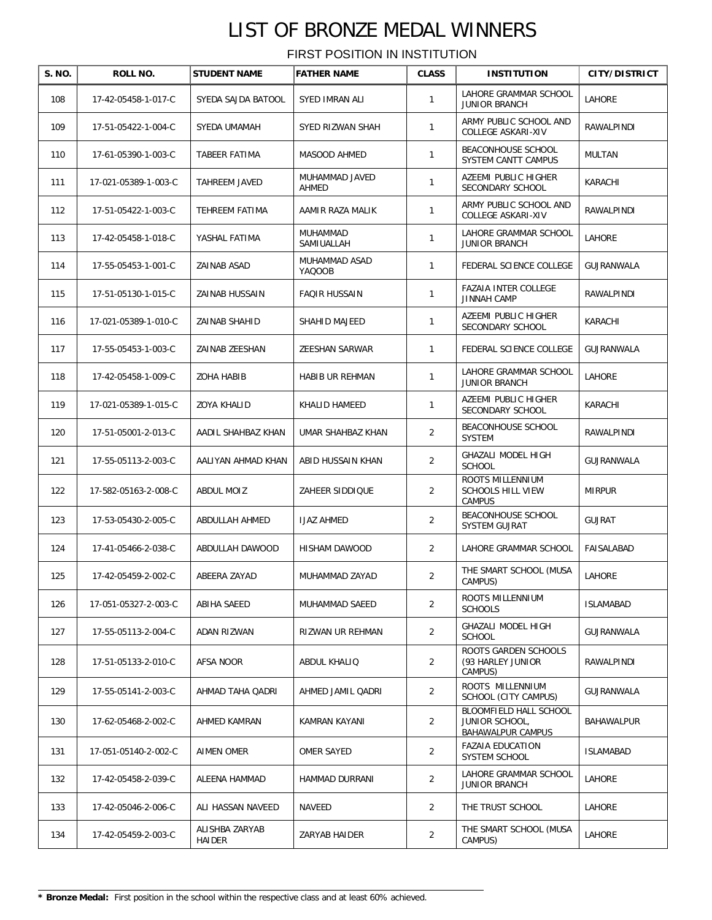# LIST OF BRONZE MEDAL WINNERS

FIRST POSITION IN INSTITUTION

| S. NO. | ROLL NO. | STUDENT NAME | FATHER NAME | CLASS | INSTITUTION | CITY/DISTRICT |
|---|---|---|---|---|---|---|
| 108 | 17-42-05458-1-017-C | SYEDA SAJDA BATOOL | SYED IMRAN ALI | 1 | LAHORE GRAMMAR SCHOOL JUNIOR BRANCH | LAHORE |
| 109 | 17-51-05422-1-004-C | SYEDA UMAMAH | SYED RIZWAN SHAH | 1 | ARMY PUBLIC SCHOOL AND COLLEGE ASKARI-XIV | RAWALPINDI |
| 110 | 17-61-05390-1-003-C | TABEER FATIMA | MASOOD AHMED | 1 | BEACONHOUSE SCHOOL SYSTEM CANTT CAMPUS | MULTAN |
| 111 | 17-021-05389-1-003-C | TAHREEM JAVED | MUHAMMAD JAVED AHMED | 1 | AZEEMI PUBLIC HIGHER SECONDARY SCHOOL | KARACHI |
| 112 | 17-51-05422-1-003-C | TEHREEM FATIMA | AAMIR RAZA MALIK | 1 | ARMY PUBLIC SCHOOL AND COLLEGE ASKARI-XIV | RAWALPINDI |
| 113 | 17-42-05458-1-018-C | YASHAL FATIMA | MUHAMMAD SAMIUALLAH | 1 | LAHORE GRAMMAR SCHOOL JUNIOR BRANCH | LAHORE |
| 114 | 17-55-05453-1-001-C | ZAINAB ASAD | MUHAMMAD ASAD YAQOOB | 1 | FEDERAL SCIENCE COLLEGE | GUJRANWALA |
| 115 | 17-51-05130-1-015-C | ZAINAB HUSSAIN | FAQIR HUSSAIN | 1 | FAZAIA INTER COLLEGE JINNAH CAMP | RAWALPINDI |
| 116 | 17-021-05389-1-010-C | ZAINAB SHAHID | SHAHID MAJEED | 1 | AZEEMI PUBLIC HIGHER SECONDARY SCHOOL | KARACHI |
| 117 | 17-55-05453-1-003-C | ZAINAB ZEESHAN | ZEESHAN SARWAR | 1 | FEDERAL SCIENCE COLLEGE | GUJRANWALA |
| 118 | 17-42-05458-1-009-C | ZOHA HABIB | HABIB UR REHMAN | 1 | LAHORE GRAMMAR SCHOOL JUNIOR BRANCH | LAHORE |
| 119 | 17-021-05389-1-015-C | ZOYA KHALID | KHALID HAMEED | 1 | AZEEMI PUBLIC HIGHER SECONDARY SCHOOL | KARACHI |
| 120 | 17-51-05001-2-013-C | AADIL SHAHBAZ KHAN | UMAR SHAHBAZ KHAN | 2 | BEACONHOUSE SCHOOL SYSTEM | RAWALPINDI |
| 121 | 17-55-05113-2-003-C | AALIYAN AHMAD KHAN | ABID HUSSAIN KHAN | 2 | GHAZALI MODEL HIGH SCHOOL | GUJRANWALA |
| 122 | 17-582-05163-2-008-C | ABDUL MOIZ | ZAHEER SIDDIQUE | 2 | ROOTS MILLENNIUM SCHOOLS HILL VIEW CAMPUS | MIRPUR |
| 123 | 17-53-05430-2-005-C | ABDULLAH AHMED | IJAZ AHMED | 2 | BEACONHOUSE SCHOOL SYSTEM GUJRAT | GUJRAT |
| 124 | 17-41-05466-2-038-C | ABDULLAH DAWOOD | HISHAM DAWOOD | 2 | LAHORE GRAMMAR SCHOOL | FAISALABAD |
| 125 | 17-42-05459-2-002-C | ABEERA ZAYAD | MUHAMMAD ZAYAD | 2 | THE SMART SCHOOL (MUSA CAMPUS) | LAHORE |
| 126 | 17-051-05327-2-003-C | ABIHA SAEED | MUHAMMAD SAEED | 2 | ROOTS MILLENNIUM SCHOOLS | ISLAMABAD |
| 127 | 17-55-05113-2-004-C | ADAN RIZWAN | RIZWAN UR REHMAN | 2 | GHAZALI MODEL HIGH SCHOOL | GUJRANWALA |
| 128 | 17-51-05133-2-010-C | AFSA NOOR | ABDUL KHALIQ | 2 | ROOTS GARDEN SCHOOLS (93 HARLEY JUNIOR CAMPUS) | RAWALPINDI |
| 129 | 17-55-05141-2-003-C | AHMAD TAHA QADRI | AHMED JAMIL QADRI | 2 | ROOTS MILLENNIUM SCHOOL (CITY CAMPUS) | GUJRANWALA |
| 130 | 17-62-05468-2-002-C | AHMED KAMRAN | KAMRAN KAYANI | 2 | BLOOMFIELD HALL SCHOOL JUNIOR SCHOOL, BAHAWALPUR CAMPUS | BAHAWALPUR |
| 131 | 17-051-05140-2-002-C | AIMEN OMER | OMER SAYED | 2 | FAZAIA EDUCATION SYSTEM SCHOOL | ISLAMABAD |
| 132 | 17-42-05458-2-039-C | ALEENA HAMMAD | HAMMAD DURRANI | 2 | LAHORE GRAMMAR SCHOOL JUNIOR BRANCH | LAHORE |
| 133 | 17-42-05046-2-006-C | ALI HASSAN NAVEED | NAVEED | 2 | THE TRUST SCHOOL | LAHORE |
| 134 | 17-42-05459-2-003-C | ALISHBA ZARYAB HAIDER | ZARYAB HAIDER | 2 | THE SMART SCHOOL (MUSA CAMPUS) | LAHORE |

**\* Bronze Medal:** First position in the school within the respective class and at least 60% achieved.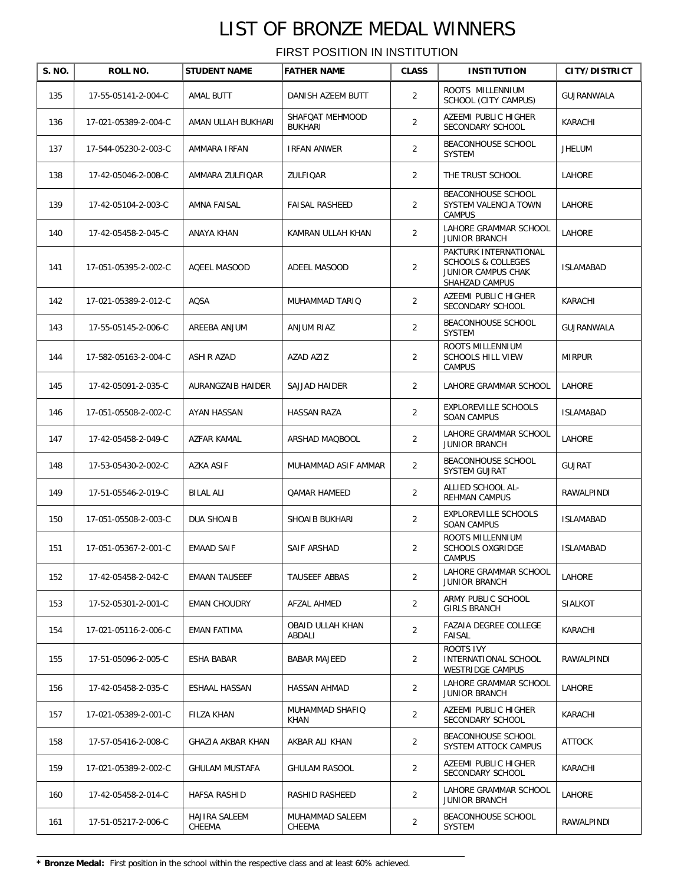# LIST OF BRONZE MEDAL WINNERS

FIRST POSITION IN INSTITUTION

| S. NO. | ROLL NO. | STUDENT NAME | FATHER NAME | CLASS | INSTITUTION | CITY/DISTRICT |
|---|---|---|---|---|---|---|
| 135 | 17-55-05141-2-004-C | AMAL BUTT | DANISH AZEEM BUTT | 2 | ROOTS MILLENNIUM SCHOOL (CITY CAMPUS) | GUJRANWALA |
| 136 | 17-021-05389-2-004-C | AMAN ULLAH BUKHARI | SHAFQAT MEHMOOD BUKHARI | 2 | AZEEMI PUBLIC HIGHER SECONDARY SCHOOL | KARACHI |
| 137 | 17-544-05230-2-003-C | AMMARA IRFAN | IRFAN ANWER | 2 | BEACONHOUSE SCHOOL SYSTEM | JHELUM |
| 138 | 17-42-05046-2-008-C | AMMARA ZULFIQAR | ZULFIQAR | 2 | THE TRUST SCHOOL | LAHORE |
| 139 | 17-42-05104-2-003-C | AMNA FAISAL | FAISAL RASHEED | 2 | BEACONHOUSE SCHOOL SYSTEM VALENCIA TOWN CAMPUS | LAHORE |
| 140 | 17-42-05458-2-045-C | ANAYA KHAN | KAMRAN ULLAH KHAN | 2 | LAHORE GRAMMAR SCHOOL JUNIOR BRANCH | LAHORE |
| 141 | 17-051-05395-2-002-C | AQEEL MASOOD | ADEEL MASOOD | 2 | PAKTURK INTERNATIONAL SCHOOLS & COLLEGES JUNIOR CAMPUS CHAK SHAHZAD CAMPUS | ISLAMABAD |
| 142 | 17-021-05389-2-012-C | AQSA | MUHAMMAD TARIQ | 2 | AZEEMI PUBLIC HIGHER SECONDARY SCHOOL | KARACHI |
| 143 | 17-55-05145-2-006-C | AREEBA ANJUM | ANJUM RIAZ | 2 | BEACONHOUSE SCHOOL SYSTEM | GUJRANWALA |
| 144 | 17-582-05163-2-004-C | ASHIR AZAD | AZAD AZIZ | 2 | ROOTS MILLENNIUM SCHOOLS HILL VIEW CAMPUS | MIRPUR |
| 145 | 17-42-05091-2-035-C | AURANGZAIB HAIDER | SAJJAD HAIDER | 2 | LAHORE GRAMMAR SCHOOL | LAHORE |
| 146 | 17-051-05508-2-002-C | AYAN HASSAN | HASSAN RAZA | 2 | EXPLOREVILLE SCHOOLS SOAN CAMPUS | ISLAMABAD |
| 147 | 17-42-05458-2-049-C | AZFAR KAMAL | ARSHAD MAQBOOL | 2 | LAHORE GRAMMAR SCHOOL JUNIOR BRANCH | LAHORE |
| 148 | 17-53-05430-2-002-C | AZKA ASIF | MUHAMMAD ASIF AMMAR | 2 | BEACONHOUSE SCHOOL SYSTEM GUJRAT | GUJRAT |
| 149 | 17-51-05546-2-019-C | BILAL ALI | QAMAR HAMEED | 2 | ALLIED SCHOOL AL-REHMAN CAMPUS | RAWALPINDI |
| 150 | 17-051-05508-2-003-C | DUA SHOAIB | SHOAIB BUKHARI | 2 | EXPLOREVILLE SCHOOLS SOAN CAMPUS | ISLAMABAD |
| 151 | 17-051-05367-2-001-C | EMAAD SAIF | SAIF ARSHAD | 2 | ROOTS MILLENNIUM SCHOOLS OXGRIDGE CAMPUS | ISLAMABAD |
| 152 | 17-42-05458-2-042-C | EMAAN TAUSEEF | TAUSEEF ABBAS | 2 | LAHORE GRAMMAR SCHOOL JUNIOR BRANCH | LAHORE |
| 153 | 17-52-05301-2-001-C | EMAN CHOUDRY | AFZAL AHMED | 2 | ARMY PUBLIC SCHOOL GIRLS BRANCH | SIALKOT |
| 154 | 17-021-05116-2-006-C | EMAN FATIMA | OBAID ULLAH KHAN ABDALI | 2 | FAZAIA DEGREE COLLEGE FAISAL | KARACHI |
| 155 | 17-51-05096-2-005-C | ESHA BABAR | BABAR MAJEED | 2 | ROOTS IVY INTERNATIONAL SCHOOL WESTRIDGE CAMPUS | RAWALPINDI |
| 156 | 17-42-05458-2-035-C | ESHAAL HASSAN | HASSAN AHMAD | 2 | LAHORE GRAMMAR SCHOOL JUNIOR BRANCH | LAHORE |
| 157 | 17-021-05389-2-001-C | FILZA KHAN | MUHAMMAD SHAFIQ KHAN | 2 | AZEEMI PUBLIC HIGHER SECONDARY SCHOOL | KARACHI |
| 158 | 17-57-05416-2-008-C | GHAZIA AKBAR KHAN | AKBAR ALI KHAN | 2 | BEACONHOUSE SCHOOL SYSTEM ATTOCK CAMPUS | ATTOCK |
| 159 | 17-021-05389-2-002-C | GHULAM MUSTAFA | GHULAM RASOOL | 2 | AZEEMI PUBLIC HIGHER SECONDARY SCHOOL | KARACHI |
| 160 | 17-42-05458-2-014-C | HAFSA RASHID | RASHID RASHEED | 2 | LAHORE GRAMMAR SCHOOL JUNIOR BRANCH | LAHORE |
| 161 | 17-51-05217-2-006-C | HAJIRA SALEEM CHEEMA | MUHAMMAD SALEEM CHEEMA | 2 | BEACONHOUSE SCHOOL SYSTEM | RAWALPINDI |

* **Bronze Medal:** First position in the school within the respective class and at least 60% achieved.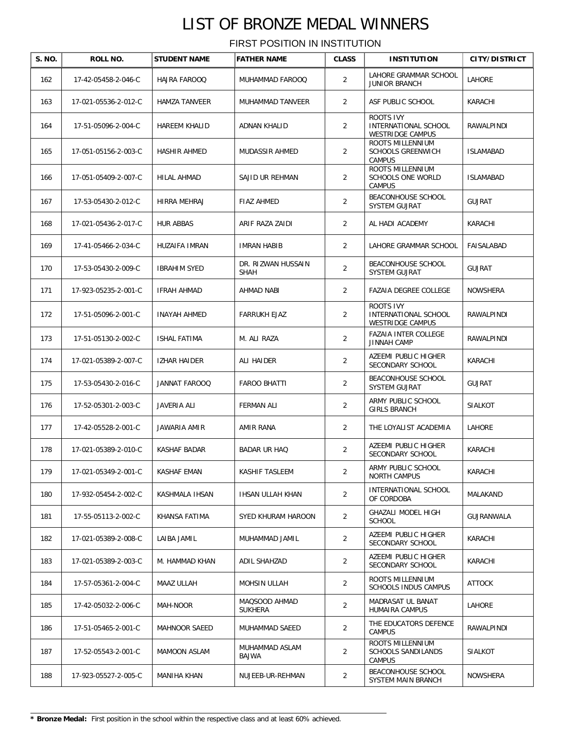# LIST OF BRONZE MEDAL WINNERS

FIRST POSITION IN INSTITUTION

| S. NO. | ROLL NO. | STUDENT NAME | FATHER NAME | CLASS | INSTITUTION | CITY/DISTRICT |
|---|---|---|---|---|---|---|
| 162 | 17-42-05458-2-046-C | HAJRA FAROOQ | MUHAMMAD FAROOQ | 2 | LAHORE GRAMMAR SCHOOL JUNIOR BRANCH | LAHORE |
| 163 | 17-021-05536-2-012-C | HAMZA TANVEER | MUHAMMAD TANVEER | 2 | ASF PUBLIC SCHOOL | KARACHI |
| 164 | 17-51-05096-2-004-C | HAREEM KHALID | ADNAN KHALID | 2 | ROOTS IVY INTERNATIONAL SCHOOL WESTRIDGE CAMPUS | RAWALPINDI |
| 165 | 17-051-05156-2-003-C | HASHIR AHMED | MUDASSIR AHMED | 2 | ROOTS MILLENNIUM SCHOOLS GREENWICH CAMPUS | ISLAMABAD |
| 166 | 17-051-05409-2-007-C | HILAL AHMAD | SAJID UR REHMAN | 2 | ROOTS MILLENNIUM SCHOOLS ONE WORLD CAMPUS | ISLAMABAD |
| 167 | 17-53-05430-2-012-C | HIRRA MEHRAJ | FIAZ AHMED | 2 | BEACONHOUSE SCHOOL SYSTEM GUJRAT | GUJRAT |
| 168 | 17-021-05436-2-017-C | HUR ABBAS | ARIF RAZA ZAIDI | 2 | AL HADI ACADEMY | KARACHI |
| 169 | 17-41-05466-2-034-C | HUZAIFA IMRAN | IMRAN HABIB | 2 | LAHORE GRAMMAR SCHOOL | FAISALABAD |
| 170 | 17-53-05430-2-009-C | IBRAHIM SYED | DR. RIZWAN HUSSAIN SHAH | 2 | BEACONHOUSE SCHOOL SYSTEM GUJRAT | GUJRAT |
| 171 | 17-923-05235-2-001-C | IFRAH AHMAD | AHMAD NABI | 2 | FAZAIA DEGREE COLLEGE | NOWSHERA |
| 172 | 17-51-05096-2-001-C | INAYAH AHMED | FARRUKH EJAZ | 2 | ROOTS IVY INTERNATIONAL SCHOOL WESTRIDGE CAMPUS | RAWALPINDI |
| 173 | 17-51-05130-2-002-C | ISHAL FATIMA | M. ALI RAZA | 2 | FAZAIA INTER COLLEGE JINNAH CAMP | RAWALPINDI |
| 174 | 17-021-05389-2-007-C | IZHAR HAIDER | ALI HAIDER | 2 | AZEEMI PUBLIC HIGHER SECONDARY SCHOOL | KARACHI |
| 175 | 17-53-05430-2-016-C | JANNAT FAROOQ | FAROO BHATTI | 2 | BEACONHOUSE SCHOOL SYSTEM GUJRAT | GUJRAT |
| 176 | 17-52-05301-2-003-C | JAVERIA ALI | FERMAN ALI | 2 | ARMY PUBLIC SCHOOL GIRLS BRANCH | SIALKOT |
| 177 | 17-42-05528-2-001-C | JAWARIA AMIR | AMIR RANA | 2 | THE LOYALIST ACADEMIA | LAHORE |
| 178 | 17-021-05389-2-010-C | KASHAF BADAR | BADAR UR HAQ | 2 | AZEEMI PUBLIC HIGHER SECONDARY SCHOOL | KARACHI |
| 179 | 17-021-05349-2-001-C | KASHAF EMAN | KASHIF TASLEEM | 2 | ARMY PUBLIC SCHOOL NORTH CAMPUS | KARACHI |
| 180 | 17-932-05454-2-002-C | KASHMALA IHSAN | IHSAN ULLAH KHAN | 2 | INTERNATIONAL SCHOOL OF CORDOBA | MALAKAND |
| 181 | 17-55-05113-2-002-C | KHANSA FATIMA | SYED KHURAM HAROON | 2 | GHAZALI MODEL HIGH SCHOOL | GUJRANWALA |
| 182 | 17-021-05389-2-008-C | LAIBA JAMIL | MUHAMMAD JAMIL | 2 | AZEEMI PUBLIC HIGHER SECONDARY SCHOOL | KARACHI |
| 183 | 17-021-05389-2-003-C | M. HAMMAD KHAN | ADIL SHAHZAD | 2 | AZEEMI PUBLIC HIGHER SECONDARY SCHOOL | KARACHI |
| 184 | 17-57-05361-2-004-C | MAAZ ULLAH | MOHSIN ULLAH | 2 | ROOTS MILLENNIUM SCHOOLS INDUS CAMPUS | ATTOCK |
| 185 | 17-42-05032-2-006-C | MAH-NOOR | MAQSOOD AHMAD SUKHERA | 2 | MADRASAT UL BANAT HUMAIRA CAMPUS | LAHORE |
| 186 | 17-51-05465-2-001-C | MAHNOOR SAEED | MUHAMMAD SAEED | 2 | THE EDUCATORS DEFENCE CAMPUS | RAWALPINDI |
| 187 | 17-52-05543-2-001-C | MAMOON ASLAM | MUHAMMAD ASLAM BAJWA | 2 | ROOTS MILLENNIUM SCHOOLS SANDILANDS CAMPUS | SIALKOT |
| 188 | 17-923-05527-2-005-C | MANIHA KHAN | NUJEEB-UR-REHMAN | 2 | BEACONHOUSE SCHOOL SYSTEM MAIN BRANCH | NOWSHERA |

**\* Bronze Medal:** First position in the school within the respective class and at least 60% achieved.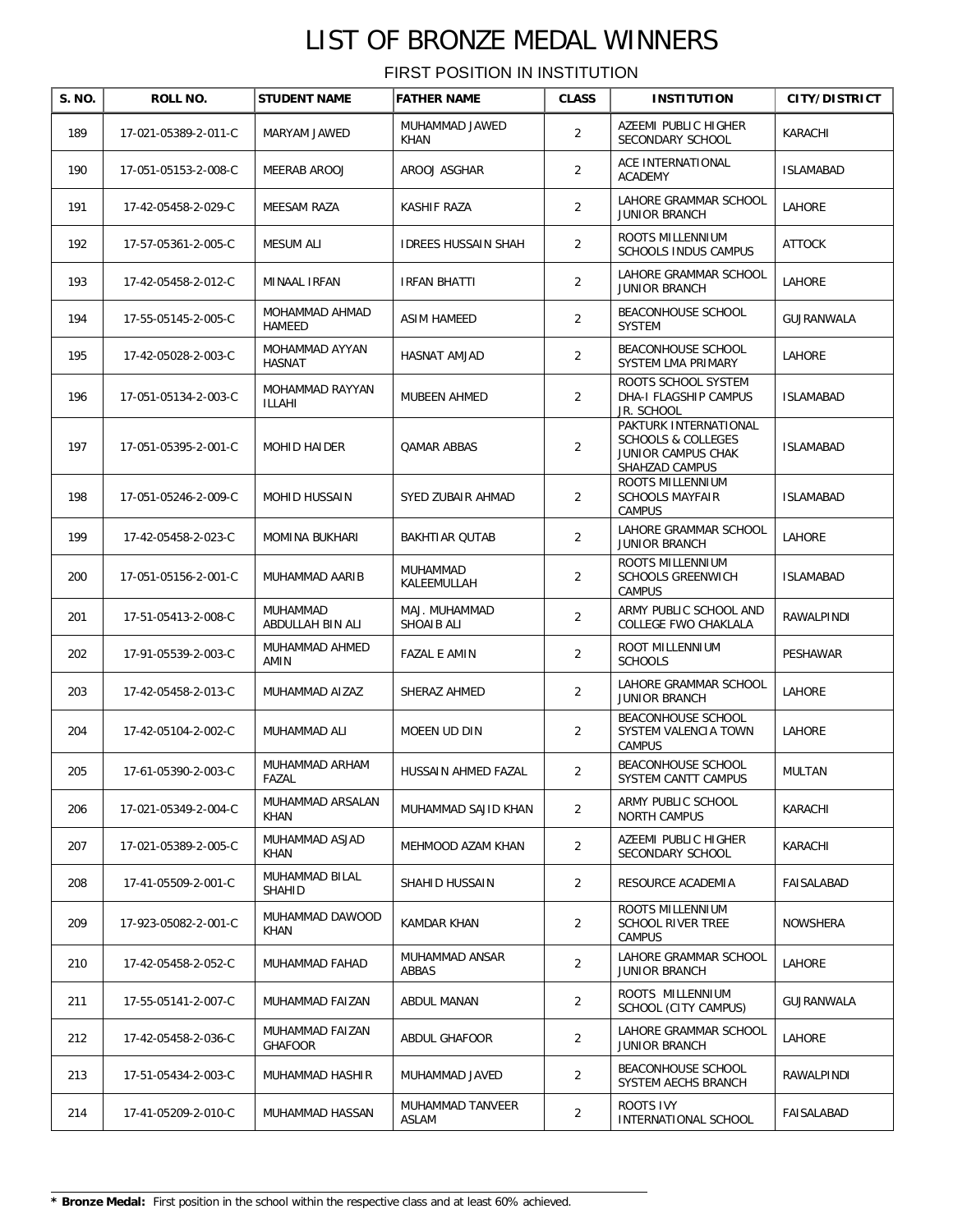# LIST OF BRONZE MEDAL WINNERS

FIRST POSITION IN INSTITUTION

| S. NO. | ROLL NO. | STUDENT NAME | FATHER NAME | CLASS | INSTITUTION | CITY/DISTRICT |
|---|---|---|---|---|---|---|
| 189 | 17-021-05389-2-011-C | MARYAM JAWED | MUHAMMAD JAWED KHAN | 2 | AZEEMI PUBLIC HIGHER SECONDARY SCHOOL | KARACHI |
| 190 | 17-051-05153-2-008-C | MEERAB AROOJ | AROOJ ASGHAR | 2 | ACE INTERNATIONAL ACADEMY | ISLAMABAD |
| 191 | 17-42-05458-2-029-C | MEESAM RAZA | KASHIF RAZA | 2 | LAHORE GRAMMAR SCHOOL JUNIOR BRANCH | LAHORE |
| 192 | 17-57-05361-2-005-C | MESUM ALI | IDREES HUSSAIN SHAH | 2 | ROOTS MILLENNIUM SCHOOLS INDUS CAMPUS | ATTOCK |
| 193 | 17-42-05458-2-012-C | MINAAL IRFAN | IRFAN BHATTI | 2 | LAHORE GRAMMAR SCHOOL JUNIOR BRANCH | LAHORE |
| 194 | 17-55-05145-2-005-C | MOHAMMAD AHMAD HAMEED | ASIM HAMEED | 2 | BEACONHOUSE SCHOOL SYSTEM | GUJRANWALA |
| 195 | 17-42-05028-2-003-C | MOHAMMAD AYYAN HASNAT | HASNAT AMJAD | 2 | BEACONHOUSE SCHOOL SYSTEM LMA PRIMARY | LAHORE |
| 196 | 17-051-05134-2-003-C | MOHAMMAD RAYYAN ILLAHI | MUBEEN AHMED | 2 | ROOTS SCHOOL SYSTEM DHA-I FLAGSHIP CAMPUS JR. SCHOOL | ISLAMABAD |
| 197 | 17-051-05395-2-001-C | MOHID HAIDER | QAMAR ABBAS | 2 | PAKTURK INTERNATIONAL SCHOOLS & COLLEGES JUNIOR CAMPUS CHAK SHAHZAD CAMPUS | ISLAMABAD |
| 198 | 17-051-05246-2-009-C | MOHID HUSSAIN | SYED ZUBAIR AHMAD | 2 | ROOTS MILLENNIUM SCHOOLS MAYFAIR CAMPUS | ISLAMABAD |
| 199 | 17-42-05458-2-023-C | MOMINA BUKHARI | BAKHTIAR QUTAB | 2 | LAHORE GRAMMAR SCHOOL JUNIOR BRANCH | LAHORE |
| 200 | 17-051-05156-2-001-C | MUHAMMAD AARIB | MUHAMMAD KALEEMULLAH | 2 | ROOTS MILLENNIUM SCHOOLS GREENWICH CAMPUS | ISLAMABAD |
| 201 | 17-51-05413-2-008-C | MUHAMMAD ABDULLAH BIN ALI | MAJ. MUHAMMAD SHOAIB ALI | 2 | ARMY PUBLIC SCHOOL AND COLLEGE FWO CHAKLALA | RAWALPINDI |
| 202 | 17-91-05539-2-003-C | MUHAMMAD AHMED AMIN | FAZAL E AMIN | 2 | ROOT MILLENNIUM SCHOOLS | PESHAWAR |
| 203 | 17-42-05458-2-013-C | MUHAMMAD AIZAZ | SHERAZ AHMED | 2 | LAHORE GRAMMAR SCHOOL JUNIOR BRANCH | LAHORE |
| 204 | 17-42-05104-2-002-C | MUHAMMAD ALI | MOEEN UD DIN | 2 | BEACONHOUSE SCHOOL SYSTEM VALENCIA TOWN CAMPUS | LAHORE |
| 205 | 17-61-05390-2-003-C | MUHAMMAD ARHAM FAZAL | HUSSAIN AHMED FAZAL | 2 | BEACONHOUSE SCHOOL SYSTEM CANTT CAMPUS | MULTAN |
| 206 | 17-021-05349-2-004-C | MUHAMMAD ARSALAN KHAN | MUHAMMAD SAJID KHAN | 2 | ARMY PUBLIC SCHOOL NORTH CAMPUS | KARACHI |
| 207 | 17-021-05389-2-005-C | MUHAMMAD ASJAD KHAN | MEHMOOD AZAM KHAN | 2 | AZEEMI PUBLIC HIGHER SECONDARY SCHOOL | KARACHI |
| 208 | 17-41-05509-2-001-C | MUHAMMAD BILAL SHAHID | SHAHID HUSSAIN | 2 | RESOURCE ACADEMIA | FAISALABAD |
| 209 | 17-923-05082-2-001-C | MUHAMMAD DAWOOD KHAN | KAMDAR KHAN | 2 | ROOTS MILLENNIUM SCHOOL RIVER TREE CAMPUS | NOWSHERA |
| 210 | 17-42-05458-2-052-C | MUHAMMAD FAHAD | MUHAMMAD ANSAR ABBAS | 2 | LAHORE GRAMMAR SCHOOL JUNIOR BRANCH | LAHORE |
| 211 | 17-55-05141-2-007-C | MUHAMMAD FAIZAN | ABDUL MANAN | 2 | ROOTS MILLENNIUM SCHOOL (CITY CAMPUS) | GUJRANWALA |
| 212 | 17-42-05458-2-036-C | MUHAMMAD FAIZAN GHAFOOR | ABDUL GHAFOOR | 2 | LAHORE GRAMMAR SCHOOL JUNIOR BRANCH | LAHORE |
| 213 | 17-51-05434-2-003-C | MUHAMMAD HASHIR | MUHAMMAD JAVED | 2 | BEACONHOUSE SCHOOL SYSTEM AECHS BRANCH | RAWALPINDI |
| 214 | 17-41-05209-2-010-C | MUHAMMAD HASSAN | MUHAMMAD TANVEER ASLAM | 2 | ROOTS IVY INTERNATIONAL SCHOOL | FAISALABAD |

**\* Bronze Medal:** First position in the school within the respective class and at least 60% achieved.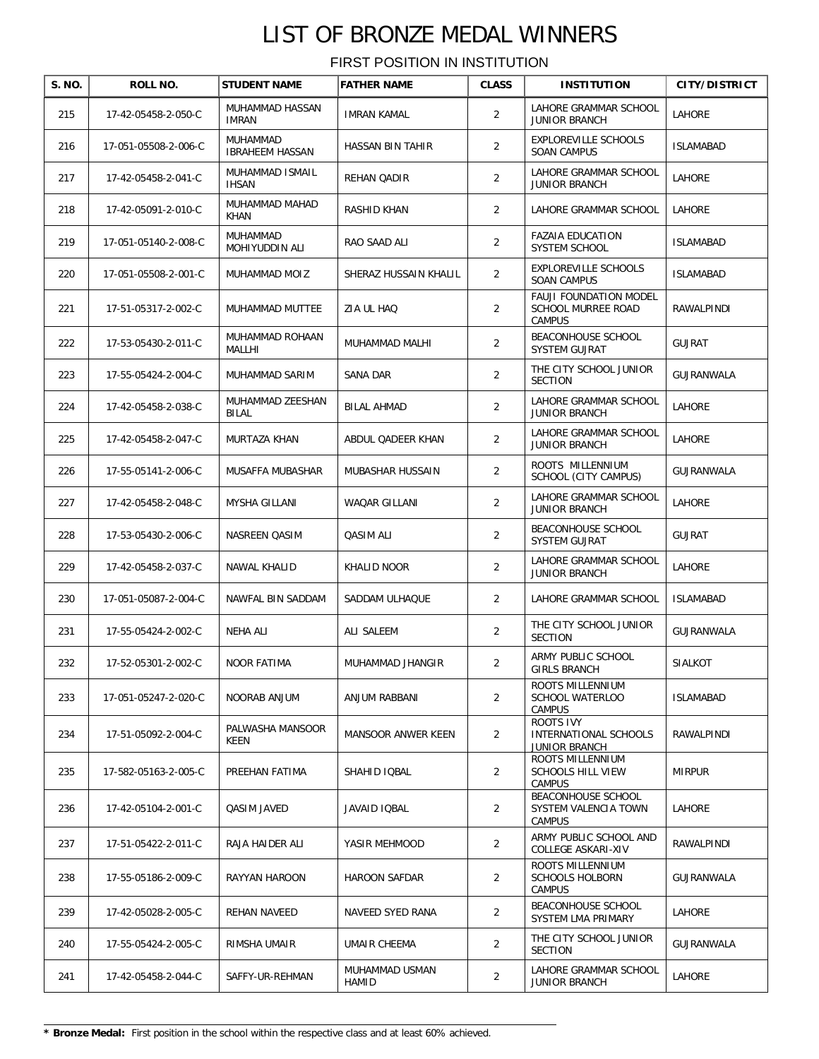# LIST OF BRONZE MEDAL WINNERS

FIRST POSITION IN INSTITUTION

| S. NO. | ROLL NO. | STUDENT NAME | FATHER NAME | CLASS | INSTITUTION | CITY/DISTRICT |
|---|---|---|---|---|---|---|
| 215 | 17-42-05458-2-050-C | MUHAMMAD HASSAN IMRAN | IMRAN KAMAL | 2 | LAHORE GRAMMAR SCHOOL JUNIOR BRANCH | LAHORE |
| 216 | 17-051-05508-2-006-C | MUHAMMAD IBRAHEEM HASSAN | HASSAN BIN TAHIR | 2 | EXPLOREVILLE SCHOOLS SOAN CAMPUS | ISLAMABAD |
| 217 | 17-42-05458-2-041-C | MUHAMMAD ISMAIL IHSAN | REHAN QADIR | 2 | LAHORE GRAMMAR SCHOOL JUNIOR BRANCH | LAHORE |
| 218 | 17-42-05091-2-010-C | MUHAMMAD MAHAD KHAN | RASHID KHAN | 2 | LAHORE GRAMMAR SCHOOL | LAHORE |
| 219 | 17-051-05140-2-008-C | MUHAMMAD MOHIYUDDIN ALI | RAO SAAD ALI | 2 | FAZAIA EDUCATION SYSTEM SCHOOL | ISLAMABAD |
| 220 | 17-051-05508-2-001-C | MUHAMMAD MOIZ | SHERAZ HUSSAIN KHALIL | 2 | EXPLOREVILLE SCHOOLS SOAN CAMPUS | ISLAMABAD |
| 221 | 17-51-05317-2-002-C | MUHAMMAD MUTTEE | ZIA UL HAQ | 2 | FAUJI FOUNDATION MODEL SCHOOL MURREE ROAD CAMPUS | RAWALPINDI |
| 222 | 17-53-05430-2-011-C | MUHAMMAD ROHAAN MALLHI | MUHAMMAD MALHI | 2 | BEACONHOUSE SCHOOL SYSTEM GUJRAT | GUJRAT |
| 223 | 17-55-05424-2-004-C | MUHAMMAD SARIM | SANA DAR | 2 | THE CITY SCHOOL JUNIOR SECTION | GUJRANWALA |
| 224 | 17-42-05458-2-038-C | MUHAMMAD ZEESHAN BILAL | BILAL AHMAD | 2 | LAHORE GRAMMAR SCHOOL JUNIOR BRANCH | LAHORE |
| 225 | 17-42-05458-2-047-C | MURTAZA KHAN | ABDUL QADEER KHAN | 2 | LAHORE GRAMMAR SCHOOL JUNIOR BRANCH | LAHORE |
| 226 | 17-55-05141-2-006-C | MUSAFFA MUBASHAR | MUBASHAR HUSSAIN | 2 | ROOTS MILLENNIUM SCHOOL (CITY CAMPUS) | GUJRANWALA |
| 227 | 17-42-05458-2-048-C | MYSHA GILLANI | WAQAR GILLANI | 2 | LAHORE GRAMMAR SCHOOL JUNIOR BRANCH | LAHORE |
| 228 | 17-53-05430-2-006-C | NASREEN QASIM | QASIM ALI | 2 | BEACONHOUSE SCHOOL SYSTEM GUJRAT | GUJRAT |
| 229 | 17-42-05458-2-037-C | NAWAL KHALID | KHALID NOOR | 2 | LAHORE GRAMMAR SCHOOL JUNIOR BRANCH | LAHORE |
| 230 | 17-051-05087-2-004-C | NAWFAL BIN SADDAM | SADDAM ULHAQUE | 2 | LAHORE GRAMMAR SCHOOL | ISLAMABAD |
| 231 | 17-55-05424-2-002-C | NEHA ALI | ALI SALEEM | 2 | THE CITY SCHOOL JUNIOR SECTION | GUJRANWALA |
| 232 | 17-52-05301-2-002-C | NOOR FATIMA | MUHAMMAD JHANGIR | 2 | ARMY PUBLIC SCHOOL GIRLS BRANCH | SIALKOT |
| 233 | 17-051-05247-2-020-C | NOORAB ANJUM | ANJUM RABBANI | 2 | ROOTS MILLENNIUM SCHOOL WATERLOO CAMPUS | ISLAMABAD |
| 234 | 17-51-05092-2-004-C | PALWASHA MANSOOR KEEN | MANSOOR ANWER KEEN | 2 | ROOTS IVY INTERNATIONAL SCHOOLS JUNIOR BRANCH | RAWALPINDI |
| 235 | 17-582-05163-2-005-C | PREEHAN FATIMA | SHAHID IQBAL | 2 | ROOTS MILLENNIUM SCHOOLS HILL VIEW CAMPUS | MIRPUR |
| 236 | 17-42-05104-2-001-C | QASIM JAVED | JAVAID IQBAL | 2 | BEACONHOUSE SCHOOL SYSTEM VALENCIA TOWN CAMPUS | LAHORE |
| 237 | 17-51-05422-2-011-C | RAJA HAIDER ALI | YASIR MEHMOOD | 2 | ARMY PUBLIC SCHOOL AND COLLEGE ASKARI-XIV | RAWALPINDI |
| 238 | 17-55-05186-2-009-C | RAYYAN HAROON | HAROON SAFDAR | 2 | ROOTS MILLENNIUM SCHOOLS HOLBORN CAMPUS | GUJRANWALA |
| 239 | 17-42-05028-2-005-C | REHAN NAVEED | NAVEED SYED RANA | 2 | BEACONHOUSE SCHOOL SYSTEM LMA PRIMARY | LAHORE |
| 240 | 17-55-05424-2-005-C | RIMSHA UMAIR | UMAIR CHEEMA | 2 | THE CITY SCHOOL JUNIOR SECTION | GUJRANWALA |
| 241 | 17-42-05458-2-044-C | SAFFY-UR-REHMAN | MUHAMMAD USMAN HAMID | 2 | LAHORE GRAMMAR SCHOOL JUNIOR BRANCH | LAHORE |

**\* Bronze Medal:** First position in the school within the respective class and at least 60% achieved.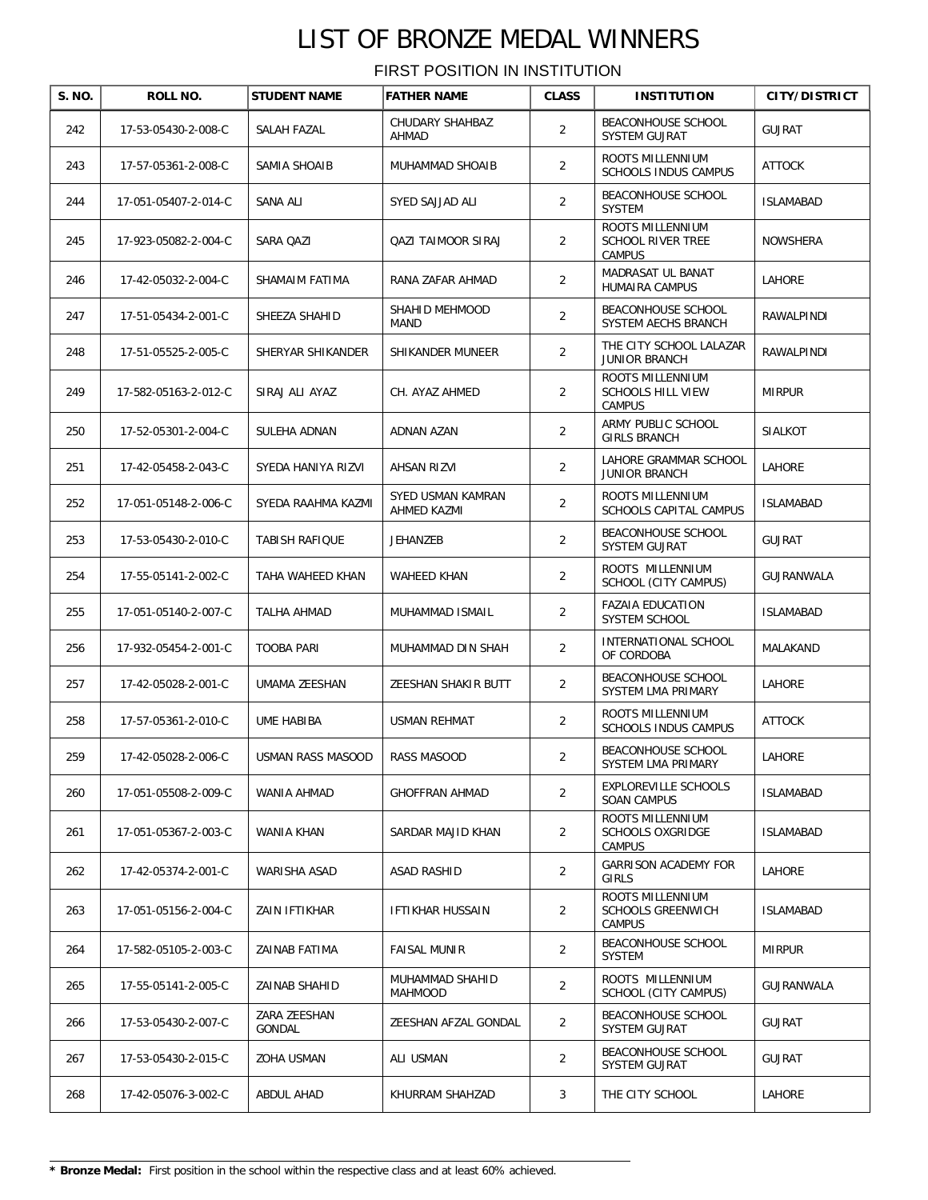# LIST OF BRONZE MEDAL WINNERS

FIRST POSITION IN INSTITUTION

| S. NO. | ROLL NO. | STUDENT NAME | FATHER NAME | CLASS | INSTITUTION | CITY/DISTRICT |
|---|---|---|---|---|---|---|
| 242 | 17-53-05430-2-008-C | SALAH FAZAL | CHUDARY SHAHBAZ AHMAD | 2 | BEACONHOUSE SCHOOL SYSTEM GUJRAT | GUJRAT |
| 243 | 17-57-05361-2-008-C | SAMIA SHOAIB | MUHAMMAD SHOAIB | 2 | ROOTS MILLENNIUM SCHOOLS INDUS CAMPUS | ATTOCK |
| 244 | 17-051-05407-2-014-C | SANA ALI | SYED SAJJAD ALI | 2 | BEACONHOUSE SCHOOL SYSTEM | ISLAMABAD |
| 245 | 17-923-05082-2-004-C | SARA QAZI | QAZI TAIMOOR SIRAJ | 2 | ROOTS MILLENNIUM SCHOOL RIVER TREE CAMPUS | NOWSHERA |
| 246 | 17-42-05032-2-004-C | SHAMAIM FATIMA | RANA ZAFAR AHMAD | 2 | MADRASAT UL BANAT HUMAIRA CAMPUS | LAHORE |
| 247 | 17-51-05434-2-001-C | SHEEZA SHAHID | SHAHID MEHMOOD MAND | 2 | BEACONHOUSE SCHOOL SYSTEM AECHS BRANCH | RAWALPINDI |
| 248 | 17-51-05525-2-005-C | SHERYAR SHIKANDER | SHIKANDER MUNEER | 2 | THE CITY SCHOOL LALAZAR JUNIOR BRANCH | RAWALPINDI |
| 249 | 17-582-05163-2-012-C | SIRAJ ALI AYAZ | CH. AYAZ AHMED | 2 | ROOTS MILLENNIUM SCHOOLS HILL VIEW CAMPUS | MIRPUR |
| 250 | 17-52-05301-2-004-C | SULEHA ADNAN | ADNAN AZAN | 2 | ARMY PUBLIC SCHOOL GIRLS BRANCH | SIALKOT |
| 251 | 17-42-05458-2-043-C | SYEDA HANIYA RIZVI | AHSAN RIZVI | 2 | LAHORE GRAMMAR SCHOOL JUNIOR BRANCH | LAHORE |
| 252 | 17-051-05148-2-006-C | SYEDA RAAHMA KAZMI | SYED USMAN KAMRAN AHMED KAZMI | 2 | ROOTS MILLENNIUM SCHOOLS CAPITAL CAMPUS | ISLAMABAD |
| 253 | 17-53-05430-2-010-C | TABISH RAFIQUE | JEHANZEB | 2 | BEACONHOUSE SCHOOL SYSTEM GUJRAT | GUJRAT |
| 254 | 17-55-05141-2-002-C | TAHA WAHEED KHAN | WAHEED KHAN | 2 | ROOTS MILLENNIUM SCHOOL (CITY CAMPUS) | GUJRANWALA |
| 255 | 17-051-05140-2-007-C | TALHA AHMAD | MUHAMMAD ISMAIL | 2 | FAZAIA EDUCATION SYSTEM SCHOOL | ISLAMABAD |
| 256 | 17-932-05454-2-001-C | TOOBA PARI | MUHAMMAD DIN SHAH | 2 | INTERNATIONAL SCHOOL OF CORDOBA | MALAKAND |
| 257 | 17-42-05028-2-001-C | UMAMA ZEESHAN | ZEESHAN SHAKIR BUTT | 2 | BEACONHOUSE SCHOOL SYSTEM LMA PRIMARY | LAHORE |
| 258 | 17-57-05361-2-010-C | UME HABIBA | USMAN REHMAT | 2 | ROOTS MILLENNIUM SCHOOLS INDUS CAMPUS | ATTOCK |
| 259 | 17-42-05028-2-006-C | USMAN RASS MASOOD | RASS MASOOD | 2 | BEACONHOUSE SCHOOL SYSTEM LMA PRIMARY | LAHORE |
| 260 | 17-051-05508-2-009-C | WANIA AHMAD | GHOFFRAN AHMAD | 2 | EXPLOREVILLE SCHOOLS SOAN CAMPUS | ISLAMABAD |
| 261 | 17-051-05367-2-003-C | WANIA KHAN | SARDAR MAJID KHAN | 2 | ROOTS MILLENNIUM SCHOOLS OXGRIDGE CAMPUS | ISLAMABAD |
| 262 | 17-42-05374-2-001-C | WARISHA ASAD | ASAD RASHID | 2 | GARRISON ACADEMY FOR GIRLS | LAHORE |
| 263 | 17-051-05156-2-004-C | ZAIN IFTIKHAR | IFTIKHAR HUSSAIN | 2 | ROOTS MILLENNIUM SCHOOLS GREENWICH CAMPUS | ISLAMABAD |
| 264 | 17-582-05105-2-003-C | ZAINAB FATIMA | FAISAL MUNIR | 2 | BEACONHOUSE SCHOOL SYSTEM | MIRPUR |
| 265 | 17-55-05141-2-005-C | ZAINAB SHAHID | MUHAMMAD SHAHID MAHMOOD | 2 | ROOTS MILLENNIUM SCHOOL (CITY CAMPUS) | GUJRANWALA |
| 266 | 17-53-05430-2-007-C | ZARA ZEESHAN GONDAL | ZEESHAN AFZAL GONDAL | 2 | BEACONHOUSE SCHOOL SYSTEM GUJRAT | GUJRAT |
| 267 | 17-53-05430-2-015-C | ZOHA USMAN | ALI USMAN | 2 | BEACONHOUSE SCHOOL SYSTEM GUJRAT | GUJRAT |
| 268 | 17-42-05076-3-002-C | ABDUL AHAD | KHURRAM SHAHZAD | 3 | THE CITY SCHOOL | LAHORE |

* **Bronze Medal:** First position in the school within the respective class and at least 60% achieved.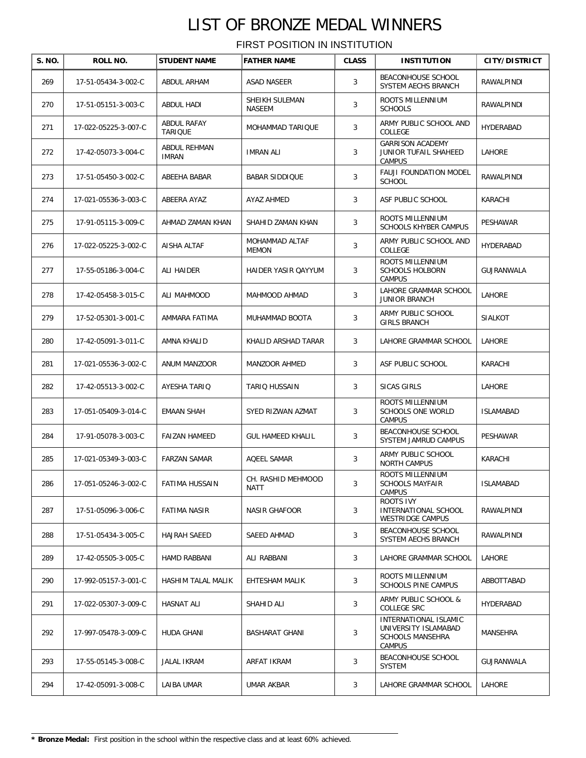# LIST OF BRONZE MEDAL WINNERS

FIRST POSITION IN INSTITUTION

| S. NO. | ROLL NO. | STUDENT NAME | FATHER NAME | CLASS | INSTITUTION | CITY/DISTRICT |
|---|---|---|---|---|---|---|
| 269 | 17-51-05434-3-002-C | ABDUL ARHAM | ASAD NASEER | 3 | BEACONHOUSE SCHOOL SYSTEM AECHS BRANCH | RAWALPINDI |
| 270 | 17-51-05151-3-003-C | ABDUL HADI | SHEIKH SULEMAN NASEEM | 3 | ROOTS MILLENNIUM SCHOOLS | RAWALPINDI |
| 271 | 17-022-05225-3-007-C | ABDUL RAFAY TARIQUE | MOHAMMAD TARIQUE | 3 | ARMY PUBLIC SCHOOL AND COLLEGE | HYDERABAD |
| 272 | 17-42-05073-3-004-C | ABDUL REHMAN IMRAN | IMRAN ALI | 3 | GARRISON ACADEMY JUNIOR TUFAIL SHAHEED CAMPUS | LAHORE |
| 273 | 17-51-05450-3-002-C | ABEEHA BABAR | BABAR SIDDIQUE | 3 | FAUJI FOUNDATION MODEL SCHOOL | RAWALPINDI |
| 274 | 17-021-05536-3-003-C | ABEERA AYAZ | AYAZ AHMED | 3 | ASF PUBLIC SCHOOL | KARACHI |
| 275 | 17-91-05115-3-009-C | AHMAD ZAMAN KHAN | SHAHID ZAMAN KHAN | 3 | ROOTS MILLENNIUM SCHOOLS KHYBER CAMPUS | PESHAWAR |
| 276 | 17-022-05225-3-002-C | AISHA ALTAF | MOHAMMAD ALTAF MEMON | 3 | ARMY PUBLIC SCHOOL AND COLLEGE | HYDERABAD |
| 277 | 17-55-05186-3-004-C | ALI HAIDER | HAIDER YASIR QAYYUM | 3 | ROOTS MILLENNIUM SCHOOLS HOLBORN CAMPUS | GUJRANWALA |
| 278 | 17-42-05458-3-015-C | ALI MAHMOOD | MAHMOOD AHMAD | 3 | LAHORE GRAMMAR SCHOOL JUNIOR BRANCH | LAHORE |
| 279 | 17-52-05301-3-001-C | AMMARA FATIMA | MUHAMMAD BOOTA | 3 | ARMY PUBLIC SCHOOL GIRLS BRANCH | SIALKOT |
| 280 | 17-42-05091-3-011-C | AMNA KHALID | KHALID ARSHAD TARAR | 3 | LAHORE GRAMMAR SCHOOL | LAHORE |
| 281 | 17-021-05536-3-002-C | ANUM MANZOOR | MANZOOR AHMED | 3 | ASF PUBLIC SCHOOL | KARACHI |
| 282 | 17-42-05513-3-002-C | AYESHA TARIQ | TARIQ HUSSAIN | 3 | SICAS GIRLS | LAHORE |
| 283 | 17-051-05409-3-014-C | EMAAN SHAH | SYED RIZWAN AZMAT | 3 | ROOTS MILLENNIUM SCHOOLS ONE WORLD CAMPUS | ISLAMABAD |
| 284 | 17-91-05078-3-003-C | FAIZAN HAMEED | GUL HAMEED KHALIL | 3 | BEACONHOUSE SCHOOL SYSTEM JAMRUD CAMPUS | PESHAWAR |
| 285 | 17-021-05349-3-003-C | FARZAN SAMAR | AQEEL SAMAR | 3 | ARMY PUBLIC SCHOOL NORTH CAMPUS | KARACHI |
| 286 | 17-051-05246-3-002-C | FATIMA HUSSAIN | CH. RASHID MEHMOOD NATT | 3 | ROOTS MILLENNIUM SCHOOLS MAYFAIR CAMPUS | ISLAMABAD |
| 287 | 17-51-05096-3-006-C | FATIMA NASIR | NASIR GHAFOOR | 3 | ROOTS IVY INTERNATIONAL SCHOOL WESTRIDGE CAMPUS | RAWALPINDI |
| 288 | 17-51-05434-3-005-C | HAJRAH SAEED | SAEED AHMAD | 3 | BEACONHOUSE SCHOOL SYSTEM AECHS BRANCH | RAWALPINDI |
| 289 | 17-42-05505-3-005-C | HAMD RABBANI | ALI RABBANI | 3 | LAHORE GRAMMAR SCHOOL | LAHORE |
| 290 | 17-992-05157-3-001-C | HASHIM TALAL MALIK | EHTESHAM MALIK | 3 | ROOTS MILLENNIUM SCHOOLS PINE CAMPUS | ABBOTTABAD |
| 291 | 17-022-05307-3-009-C | HASNAT ALI | SHAHID ALI | 3 | ARMY PUBLIC SCHOOL & COLLEGE SRC | HYDERABAD |
| 292 | 17-997-05478-3-009-C | HUDA GHANI | BASHARAT GHANI | 3 | INTERNATIONAL ISLAMIC UNIVERSITY ISLAMABAD SCHOOLS MANSEHRA CAMPUS | MANSEHRA |
| 293 | 17-55-05145-3-008-C | JALAL IKRAM | ARFAT IKRAM | 3 | BEACONHOUSE SCHOOL SYSTEM | GUJRANWALA |
| 294 | 17-42-05091-3-008-C | LAIBA UMAR | UMAR AKBAR | 3 | LAHORE GRAMMAR SCHOOL | LAHORE |

**\* Bronze Medal:** First position in the school within the respective class and at least 60% achieved.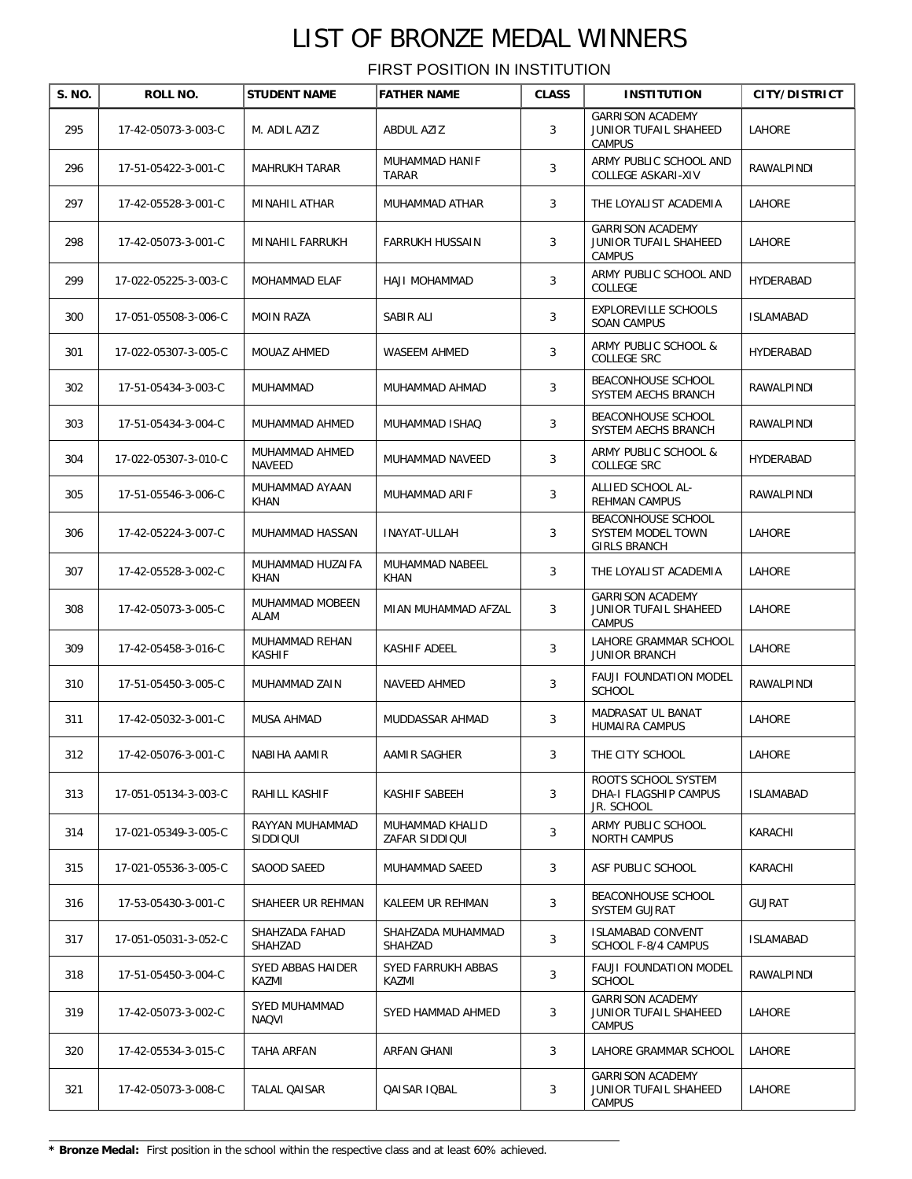# LIST OF BRONZE MEDAL WINNERS

FIRST POSITION IN INSTITUTION

| S. NO. | ROLL NO. | STUDENT NAME | FATHER NAME | CLASS | INSTITUTION | CITY/DISTRICT |
|---|---|---|---|---|---|---|
| 295 | 17-42-05073-3-003-C | M. ADIL AZIZ | ABDUL AZIZ | 3 | GARRISON ACADEMY JUNIOR TUFAIL SHAHEED CAMPUS | LAHORE |
| 296 | 17-51-05422-3-001-C | MAHRUKH TARAR | MUHAMMAD HANIF TARAR | 3 | ARMY PUBLIC SCHOOL AND COLLEGE ASKARI-XIV | RAWALPINDI |
| 297 | 17-42-05528-3-001-C | MINAHIL ATHAR | MUHAMMAD ATHAR | 3 | THE LOYALIST ACADEMIA | LAHORE |
| 298 | 17-42-05073-3-001-C | MINAHIL FARRUKH | FARRUKH HUSSAIN | 3 | GARRISON ACADEMY JUNIOR TUFAIL SHAHEED CAMPUS | LAHORE |
| 299 | 17-022-05225-3-003-C | MOHAMMAD ELAF | HAJI MOHAMMAD | 3 | ARMY PUBLIC SCHOOL AND COLLEGE | HYDERABAD |
| 300 | 17-051-05508-3-006-C | MOIN RAZA | SABIR ALI | 3 | EXPLOREVILLE SCHOOLS SOAN CAMPUS | ISLAMABAD |
| 301 | 17-022-05307-3-005-C | MOUAZ AHMED | WASEEM AHMED | 3 | ARMY PUBLIC SCHOOL & COLLEGE SRC | HYDERABAD |
| 302 | 17-51-05434-3-003-C | MUHAMMAD | MUHAMMAD AHMAD | 3 | BEACONHOUSE SCHOOL SYSTEM AECHS BRANCH | RAWALPINDI |
| 303 | 17-51-05434-3-004-C | MUHAMMAD AHMED | MUHAMMAD ISHAQ | 3 | BEACONHOUSE SCHOOL SYSTEM AECHS BRANCH | RAWALPINDI |
| 304 | 17-022-05307-3-010-C | MUHAMMAD AHMED NAVEED | MUHAMMAD NAVEED | 3 | ARMY PUBLIC SCHOOL & COLLEGE SRC | HYDERABAD |
| 305 | 17-51-05546-3-006-C | MUHAMMAD AYAAN KHAN | MUHAMMAD ARIF | 3 | ALLIED SCHOOL AL-REHMAN CAMPUS | RAWALPINDI |
| 306 | 17-42-05224-3-007-C | MUHAMMAD HASSAN | INAYAT-ULLAH | 3 | BEACONHOUSE SCHOOL SYSTEM MODEL TOWN GIRLS BRANCH | LAHORE |
| 307 | 17-42-05528-3-002-C | MUHAMMAD HUZAIFA KHAN | MUHAMMAD NABEEL KHAN | 3 | THE LOYALIST ACADEMIA | LAHORE |
| 308 | 17-42-05073-3-005-C | MUHAMMAD MOBEEN ALAM | MIAN MUHAMMAD AFZAL | 3 | GARRISON ACADEMY JUNIOR TUFAIL SHAHEED CAMPUS | LAHORE |
| 309 | 17-42-05458-3-016-C | MUHAMMAD REHAN KASHIF | KASHIF ADEEL | 3 | LAHORE GRAMMAR SCHOOL JUNIOR BRANCH | LAHORE |
| 310 | 17-51-05450-3-005-C | MUHAMMAD ZAIN | NAVEED AHMED | 3 | FAUJI FOUNDATION MODEL SCHOOL | RAWALPINDI |
| 311 | 17-42-05032-3-001-C | MUSA AHMAD | MUDDASSAR AHMAD | 3 | MADRASAT UL BANAT HUMAIRA CAMPUS | LAHORE |
| 312 | 17-42-05076-3-001-C | NABIHA AAMIR | AAMIR SAGHER | 3 | THE CITY SCHOOL | LAHORE |
| 313 | 17-051-05134-3-003-C | RAHILL KASHIF | KASHIF SABEEH | 3 | ROOTS SCHOOL SYSTEM DHA-I FLAGSHIP CAMPUS JR. SCHOOL | ISLAMABAD |
| 314 | 17-021-05349-3-005-C | RAYYAN MUHAMMAD SIDDIQUI | MUHAMMAD KHALID ZAFAR SIDDIQUI | 3 | ARMY PUBLIC SCHOOL NORTH CAMPUS | KARACHI |
| 315 | 17-021-05536-3-005-C | SAOOD SAEED | MUHAMMAD SAEED | 3 | ASF PUBLIC SCHOOL | KARACHI |
| 316 | 17-53-05430-3-001-C | SHAHEER UR REHMAN | KALEEM UR REHMAN | 3 | BEACONHOUSE SCHOOL SYSTEM GUJRAT | GUJRAT |
| 317 | 17-051-05031-3-052-C | SHAHZADA FAHAD SHAHZAD | SHAHZADA MUHAMMAD SHAHZAD | 3 | ISLAMABAD CONVENT SCHOOL F-8/4 CAMPUS | ISLAMABAD |
| 318 | 17-51-05450-3-004-C | SYED ABBAS HAIDER KAZMI | SYED FARRUKH ABBAS KAZMI | 3 | FAUJI FOUNDATION MODEL SCHOOL | RAWALPINDI |
| 319 | 17-42-05073-3-002-C | SYED MUHAMMAD NAQVI | SYED HAMMAD AHMED | 3 | GARRISON ACADEMY JUNIOR TUFAIL SHAHEED CAMPUS | LAHORE |
| 320 | 17-42-05534-3-015-C | TAHA ARFAN | ARFAN GHANI | 3 | LAHORE GRAMMAR SCHOOL | LAHORE |
| 321 | 17-42-05073-3-008-C | TALAL QAISAR | QAISAR IQBAL | 3 | GARRISON ACADEMY JUNIOR TUFAIL SHAHEED CAMPUS | LAHORE |

* **Bronze Medal:** First position in the school within the respective class and at least 60% achieved.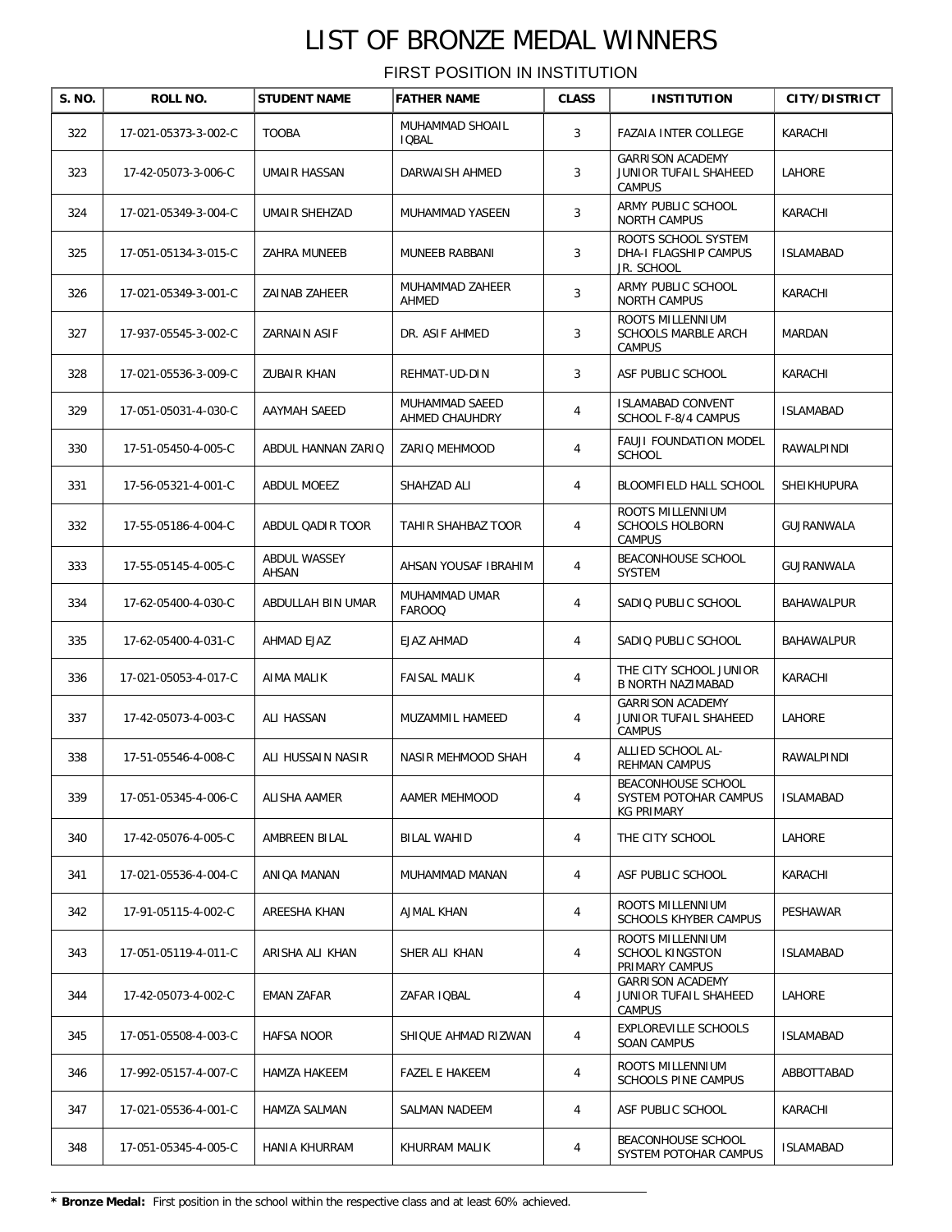# LIST OF BRONZE MEDAL WINNERS

FIRST POSITION IN INSTITUTION

| S. NO. | ROLL NO. | STUDENT NAME | FATHER NAME | CLASS | INSTITUTION | CITY/DISTRICT |
|---|---|---|---|---|---|---|
| 322 | 17-021-05373-3-002-C | TOOBA | MUHAMMAD SHOAIL IQBAL | 3 | FAZAIA INTER COLLEGE | KARACHI |
| 323 | 17-42-05073-3-006-C | UMAIR HASSAN | DARWAISH AHMED | 3 | GARRISON ACADEMY JUNIOR TUFAIL SHAHEED CAMPUS | LAHORE |
| 324 | 17-021-05349-3-004-C | UMAIR SHEHZAD | MUHAMMAD YASEEN | 3 | ARMY PUBLIC SCHOOL NORTH CAMPUS | KARACHI |
| 325 | 17-051-05134-3-015-C | ZAHRA MUNEEB | MUNEEB RABBANI | 3 | ROOTS SCHOOL SYSTEM DHA-I FLAGSHIP CAMPUS JR. SCHOOL | ISLAMABAD |
| 326 | 17-021-05349-3-001-C | ZAINAB ZAHEER | MUHAMMAD ZAHEER AHMED | 3 | ARMY PUBLIC SCHOOL NORTH CAMPUS | KARACHI |
| 327 | 17-937-05545-3-002-C | ZARNAIN ASIF | DR. ASIF AHMED | 3 | ROOTS MILLENNIUM SCHOOLS MARBLE ARCH CAMPUS | MARDAN |
| 328 | 17-021-05536-3-009-C | ZUBAIR KHAN | REHMAT-UD-DIN | 3 | ASF PUBLIC SCHOOL | KARACHI |
| 329 | 17-051-05031-4-030-C | AAYMAH SAEED | MUHAMMAD SAEED AHMED CHAUHDRY | 4 | ISLAMABAD CONVENT SCHOOL F-8/4 CAMPUS | ISLAMABAD |
| 330 | 17-51-05450-4-005-C | ABDUL HANNAN ZARIQ | ZARIQ MEHMOOD | 4 | FAUJI FOUNDATION MODEL SCHOOL | RAWALPINDI |
| 331 | 17-56-05321-4-001-C | ABDUL MOEEZ | SHAHZAD ALI | 4 | BLOOMFIELD HALL SCHOOL | SHEIKHUPURA |
| 332 | 17-55-05186-4-004-C | ABDUL QADIR TOOR | TAHIR SHAHBAZ TOOR | 4 | ROOTS MILLENNIUM SCHOOLS HOLBORN CAMPUS | GUJRANWALA |
| 333 | 17-55-05145-4-005-C | ABDUL WASSEY AHSAN | AHSAN YOUSAF IBRAHIM | 4 | BEACONHOUSE SCHOOL SYSTEM | GUJRANWALA |
| 334 | 17-62-05400-4-030-C | ABDULLAH BIN UMAR | MUHAMMAD UMAR FAROOQ | 4 | SADIQ PUBLIC SCHOOL | BAHAWALPUR |
| 335 | 17-62-05400-4-031-C | AHMAD EJAZ | EJAZ AHMAD | 4 | SADIQ PUBLIC SCHOOL | BAHAWALPUR |
| 336 | 17-021-05053-4-017-C | AIMA MALIK | FAISAL MALIK | 4 | THE CITY SCHOOL JUNIOR B NORTH NAZIMABAD | KARACHI |
| 337 | 17-42-05073-4-003-C | ALI HASSAN | MUZAMMIL HAMEED | 4 | GARRISON ACADEMY JUNIOR TUFAIL SHAHEED CAMPUS | LAHORE |
| 338 | 17-51-05546-4-008-C | ALI HUSSAIN NASIR | NASIR MEHMOOD SHAH | 4 | ALLIED SCHOOL AL-REHMAN CAMPUS | RAWALPINDI |
| 339 | 17-051-05345-4-006-C | ALISHA AAMER | AAMER MEHMOOD | 4 | BEACONHOUSE SCHOOL SYSTEM POTOHAR CAMPUS KG PRIMARY | ISLAMABAD |
| 340 | 17-42-05076-4-005-C | AMBREEN BILAL | BILAL WAHID | 4 | THE CITY SCHOOL | LAHORE |
| 341 | 17-021-05536-4-004-C | ANIQA MANAN | MUHAMMAD MANAN | 4 | ASF PUBLIC SCHOOL | KARACHI |
| 342 | 17-91-05115-4-002-C | AREESHA KHAN | AJMAL KHAN | 4 | ROOTS MILLENNIUM SCHOOLS KHYBER CAMPUS | PESHAWAR |
| 343 | 17-051-05119-4-011-C | ARISHA ALI KHAN | SHER ALI KHAN | 4 | ROOTS MILLENNIUM SCHOOL KINGSTON PRIMARY CAMPUS | ISLAMABAD |
| 344 | 17-42-05073-4-002-C | EMAN ZAFAR | ZAFAR IQBAL | 4 | GARRISON ACADEMY JUNIOR TUFAIL SHAHEED CAMPUS | LAHORE |
| 345 | 17-051-05508-4-003-C | HAFSA NOOR | SHIQUE AHMAD RIZWAN | 4 | EXPLOREVILLE SCHOOLS SOAN CAMPUS | ISLAMABAD |
| 346 | 17-992-05157-4-007-C | HAMZA HAKEEM | FAZEL E HAKEEM | 4 | ROOTS MILLENNIUM SCHOOLS PINE CAMPUS | ABBOTTABAD |
| 347 | 17-021-05536-4-001-C | HAMZA SALMAN | SALMAN NADEEM | 4 | ASF PUBLIC SCHOOL | KARACHI |
| 348 | 17-051-05345-4-005-C | HANIA KHURRAM | KHURRAM MALIK | 4 | BEACONHOUSE SCHOOL SYSTEM POTOHAR CAMPUS | ISLAMABAD |

**\* Bronze Medal:** First position in the school within the respective class and at least 60% achieved.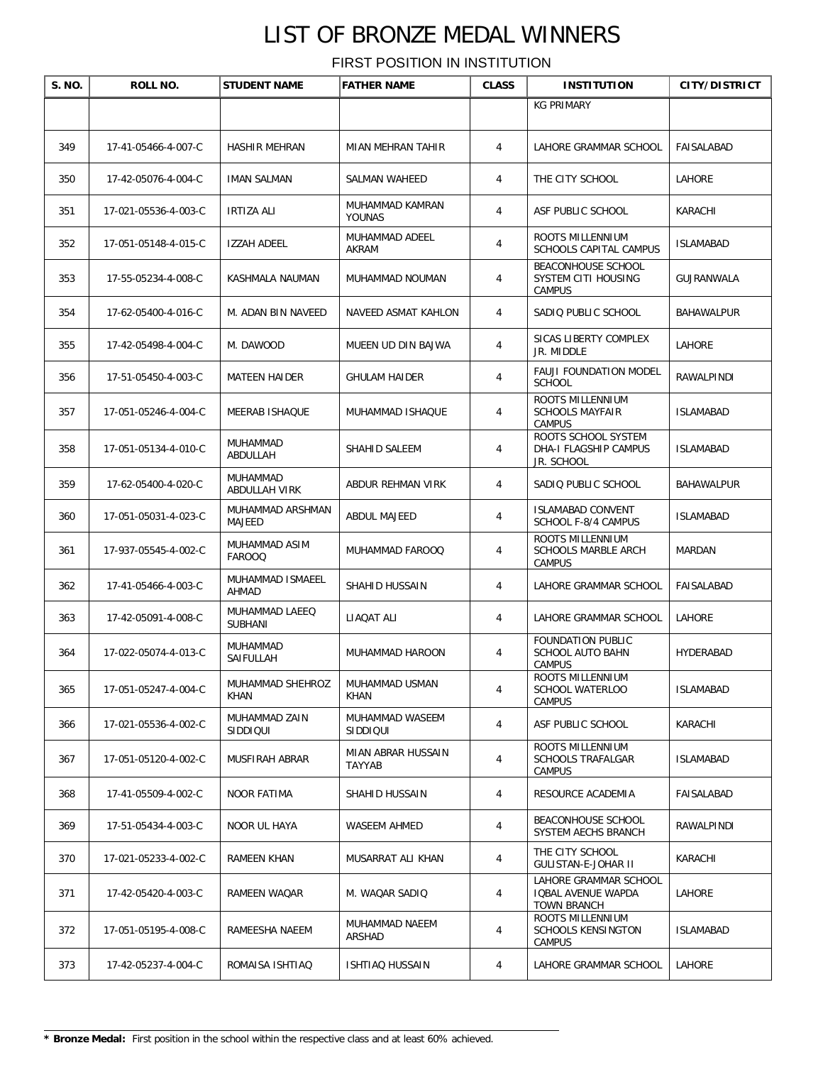# LIST OF BRONZE MEDAL WINNERS

FIRST POSITION IN INSTITUTION

| S. NO. | ROLL NO. | STUDENT NAME | FATHER NAME | CLASS | INSTITUTION | CITY/DISTRICT |
|---|---|---|---|---|---|---|
| | | | | | KG PRIMARY | |
| 349 | 17-41-05466-4-007-C | HASHIR MEHRAN | MIAN MEHRAN TAHIR | 4 | LAHORE GRAMMAR SCHOOL | FAISALABAD |
| 350 | 17-42-05076-4-004-C | IMAN SALMAN | SALMAN WAHEED | 4 | THE CITY SCHOOL | LAHORE |
| 351 | 17-021-05536-4-003-C | IRTIZA ALI | MUHAMMAD KAMRAN YOUNAS | 4 | ASF PUBLIC SCHOOL | KARACHI |
| 352 | 17-051-05148-4-015-C | IZZAH ADEEL | MUHAMMAD ADEEL AKRAM | 4 | ROOTS MILLENNIUM SCHOOLS CAPITAL CAMPUS | ISLAMABAD |
| 353 | 17-55-05234-4-008-C | KASHMALA NAUMAN | MUHAMMAD NOUMAN | 4 | BEACONHOUSE SCHOOL SYSTEM CITI HOUSING CAMPUS | GUJRANWALA |
| 354 | 17-62-05400-4-016-C | M. ADAN BIN NAVEED | NAVEED ASMAT KAHLON | 4 | SADIQ PUBLIC SCHOOL | BAHAWALPUR |
| 355 | 17-42-05498-4-004-C | M. DAWOOD | MUEEN UD DIN BAJWA | 4 | SICAS LIBERTY COMPLEX JR. MIDDLE | LAHORE |
| 356 | 17-51-05450-4-003-C | MATEEN HAIDER | GHULAM HAIDER | 4 | FAUJI FOUNDATION MODEL SCHOOL | RAWALPINDI |
| 357 | 17-051-05246-4-004-C | MEERAB ISHAQUE | MUHAMMAD ISHAQUE | 4 | ROOTS MILLENNIUM SCHOOLS MAYFAIR CAMPUS | ISLAMABAD |
| 358 | 17-051-05134-4-010-C | MUHAMMAD ABDULLAH | SHAHID SALEEM | 4 | ROOTS SCHOOL SYSTEM DHA-I FLAGSHIP CAMPUS JR. SCHOOL | ISLAMABAD |
| 359 | 17-62-05400-4-020-C | MUHAMMAD ABDULLAH VIRK | ABDUR REHMAN VIRK | 4 | SADIQ PUBLIC SCHOOL | BAHAWALPUR |
| 360 | 17-051-05031-4-023-C | MUHAMMAD ARSHMAN MAJEED | ABDUL MAJEED | 4 | ISLAMABAD CONVENT SCHOOL F-8/4 CAMPUS | ISLAMABAD |
| 361 | 17-937-05545-4-002-C | MUHAMMAD ASIM FAROOQ | MUHAMMAD FAROOQ | 4 | ROOTS MILLENNIUM SCHOOLS MARBLE ARCH CAMPUS | MARDAN |
| 362 | 17-41-05466-4-003-C | MUHAMMAD ISMAEEL AHMAD | SHAHID HUSSAIN | 4 | LAHORE GRAMMAR SCHOOL | FAISALABAD |
| 363 | 17-42-05091-4-008-C | MUHAMMAD LAEEQ SUBHANI | LIAQAT ALI | 4 | LAHORE GRAMMAR SCHOOL | LAHORE |
| 364 | 17-022-05074-4-013-C | MUHAMMAD SAIFULLAH | MUHAMMAD HAROON | 4 | FOUNDATION PUBLIC SCHOOL AUTO BAHN CAMPUS | HYDERABAD |
| 365 | 17-051-05247-4-004-C | MUHAMMAD SHEHROZ KHAN | MUHAMMAD USMAN KHAN | 4 | ROOTS MILLENNIUM SCHOOL WATERLOO CAMPUS | ISLAMABAD |
| 366 | 17-021-05536-4-002-C | MUHAMMAD ZAIN SIDDIQUI | MUHAMMAD WASEEM SIDDIQUI | 4 | ASF PUBLIC SCHOOL | KARACHI |
| 367 | 17-051-05120-4-002-C | MUSFIRAH ABRAR | MIAN ABRAR HUSSAIN TAYYAB | 4 | ROOTS MILLENNIUM SCHOOLS TRAFALGAR CAMPUS | ISLAMABAD |
| 368 | 17-41-05509-4-002-C | NOOR FATIMA | SHAHID HUSSAIN | 4 | RESOURCE ACADEMIA | FAISALABAD |
| 369 | 17-51-05434-4-003-C | NOOR UL HAYA | WASEEM AHMED | 4 | BEACONHOUSE SCHOOL SYSTEM AECHS BRANCH | RAWALPINDI |
| 370 | 17-021-05233-4-002-C | RAMEEN KHAN | MUSARRAT ALI KHAN | 4 | THE CITY SCHOOL GULISTAN-E-JOHAR II | KARACHI |
| 371 | 17-42-05420-4-003-C | RAMEEN WAQAR | M. WAQAR SADIQ | 4 | LAHORE GRAMMAR SCHOOL IQBAL AVENUE WAPDA TOWN BRANCH | LAHORE |
| 372 | 17-051-05195-4-008-C | RAMEESHA NAEEM | MUHAMMAD NAEEM ARSHAD | 4 | ROOTS MILLENNIUM SCHOOLS KENSINGTON CAMPUS | ISLAMABAD |
| 373 | 17-42-05237-4-004-C | ROMAISA ISHTIAQ | ISHTIAQ HUSSAIN | 4 | LAHORE GRAMMAR SCHOOL | LAHORE |

**\* Bronze Medal:** First position in the school within the respective class and at least 60% achieved.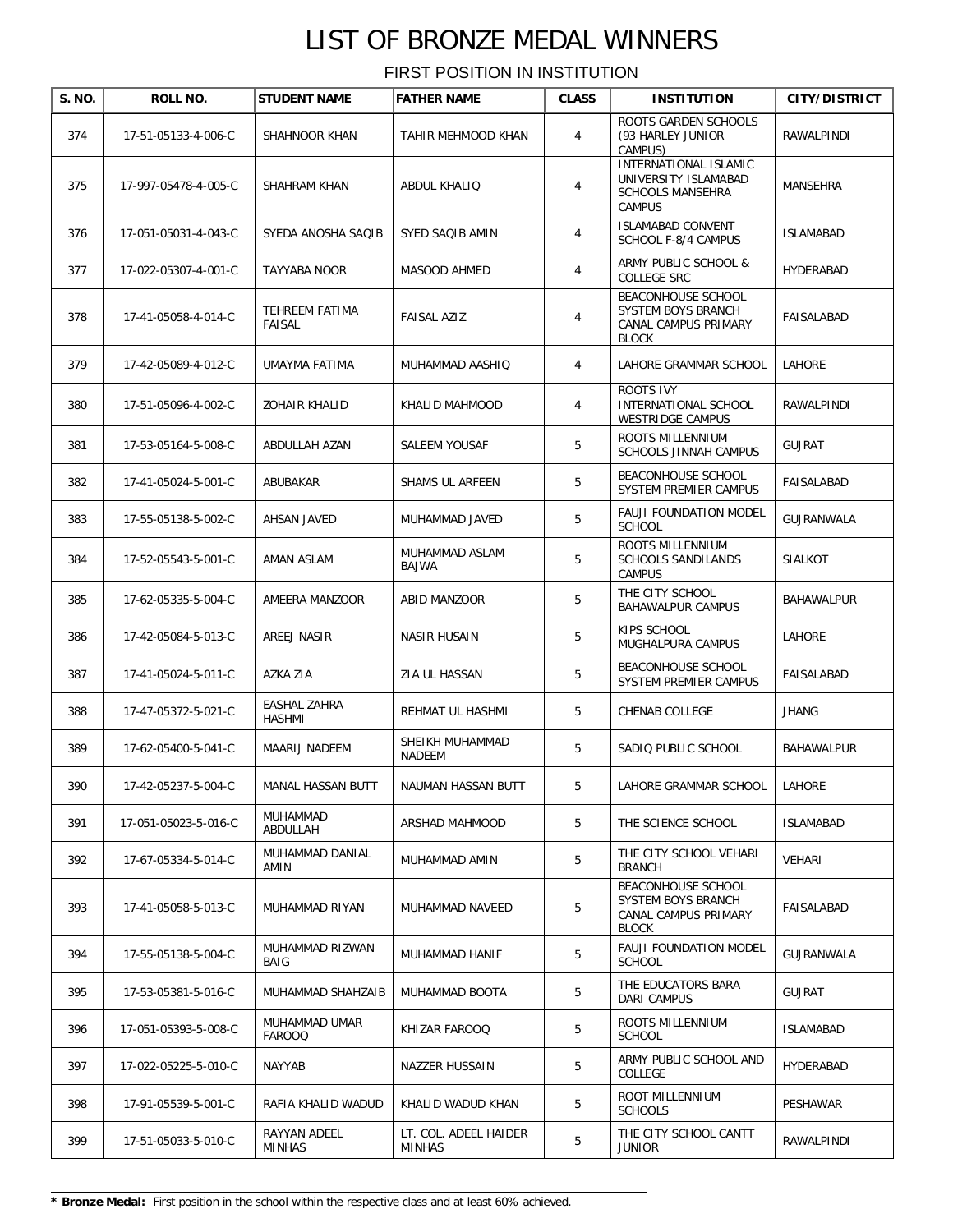# LIST OF BRONZE MEDAL WINNERS

FIRST POSITION IN INSTITUTION

| S. NO. | ROLL NO. | STUDENT NAME | FATHER NAME | CLASS | INSTITUTION | CITY/DISTRICT |
|---|---|---|---|---|---|---|
| 374 | 17-51-05133-4-006-C | SHAHNOOR KHAN | TAHIR MEHMOOD KHAN | 4 | ROOTS GARDEN SCHOOLS (93 HARLEY JUNIOR CAMPUS) | RAWALPINDI |
| 375 | 17-997-05478-4-005-C | SHAHRAM KHAN | ABDUL KHALIQ | 4 | INTERNATIONAL ISLAMIC UNIVERSITY ISLAMABAD SCHOOLS MANSEHRA CAMPUS | MANSEHRA |
| 376 | 17-051-05031-4-043-C | SYEDA ANOSHA SAQIB | SYED SAQIB AMIN | 4 | ISLAMABAD CONVENT SCHOOL F-8/4 CAMPUS | ISLAMABAD |
| 377 | 17-022-05307-4-001-C | TAYYABA NOOR | MASOOD AHMED | 4 | ARMY PUBLIC SCHOOL & COLLEGE SRC | HYDERABAD |
| 378 | 17-41-05058-4-014-C | TEHREEM FATIMA FAISAL | FAISAL AZIZ | 4 | BEACONHOUSE SCHOOL SYSTEM BOYS BRANCH CANAL CAMPUS PRIMARY BLOCK | FAISALABAD |
| 379 | 17-42-05089-4-012-C | UMAYMA FATIMA | MUHAMMAD AASHIQ | 4 | LAHORE GRAMMAR SCHOOL | LAHORE |
| 380 | 17-51-05096-4-002-C | ZOHAIR KHALID | KHALID MAHMOOD | 4 | ROOTS IVY INTERNATIONAL SCHOOL WESTRIDGE CAMPUS | RAWALPINDI |
| 381 | 17-53-05164-5-008-C | ABDULLAH AZAN | SALEEM YOUSAF | 5 | ROOTS MILLENNIUM SCHOOLS JINNAH CAMPUS | GUJRAT |
| 382 | 17-41-05024-5-001-C | ABUBAKAR | SHAMS UL ARFEEN | 5 | BEACONHOUSE SCHOOL SYSTEM PREMIER CAMPUS | FAISALABAD |
| 383 | 17-55-05138-5-002-C | AHSAN JAVED | MUHAMMAD JAVED | 5 | FAUJI FOUNDATION MODEL SCHOOL | GUJRANWALA |
| 384 | 17-52-05543-5-001-C | AMAN ASLAM | MUHAMMAD ASLAM BAJWA | 5 | ROOTS MILLENNIUM SCHOOLS SANDILANDS CAMPUS | SIALKOT |
| 385 | 17-62-05335-5-004-C | AMEERA MANZOOR | ABID MANZOOR | 5 | THE CITY SCHOOL BAHAWALPUR CAMPUS | BAHAWALPUR |
| 386 | 17-42-05084-5-013-C | AREEJ NASIR | NASIR HUSAIN | 5 | KIPS SCHOOL MUGHALPURA CAMPUS | LAHORE |
| 387 | 17-41-05024-5-011-C | AZKA ZIA | ZIA UL HASSAN | 5 | BEACONHOUSE SCHOOL SYSTEM PREMIER CAMPUS | FAISALABAD |
| 388 | 17-47-05372-5-021-C | EASHAL ZAHRA HASHMI | REHMAT UL HASHMI | 5 | CHENAB COLLEGE | JHANG |
| 389 | 17-62-05400-5-041-C | MAARIJ NADEEM | SHEIKH MUHAMMAD NADEEM | 5 | SADIQ PUBLIC SCHOOL | BAHAWALPUR |
| 390 | 17-42-05237-5-004-C | MANAL HASSAN BUTT | NAUMAN HASSAN BUTT | 5 | LAHORE GRAMMAR SCHOOL | LAHORE |
| 391 | 17-051-05023-5-016-C | MUHAMMAD ABDULLAH | ARSHAD MAHMOOD | 5 | THE SCIENCE SCHOOL | ISLAMABAD |
| 392 | 17-67-05334-5-014-C | MUHAMMAD DANIAL AMIN | MUHAMMAD AMIN | 5 | THE CITY SCHOOL VEHARI BRANCH | VEHARI |
| 393 | 17-41-05058-5-013-C | MUHAMMAD RIYAN | MUHAMMAD NAVEED | 5 | BEACONHOUSE SCHOOL SYSTEM BOYS BRANCH CANAL CAMPUS PRIMARY BLOCK | FAISALABAD |
| 394 | 17-55-05138-5-004-C | MUHAMMAD RIZWAN BAIG | MUHAMMAD HANIF | 5 | FAUJI FOUNDATION MODEL SCHOOL | GUJRANWALA |
| 395 | 17-53-05381-5-016-C | MUHAMMAD SHAHZAIB | MUHAMMAD BOOTA | 5 | THE EDUCATORS BARA DARI CAMPUS | GUJRAT |
| 396 | 17-051-05393-5-008-C | MUHAMMAD UMAR FAROOQ | KHIZAR FAROOQ | 5 | ROOTS MILLENNIUM SCHOOL | ISLAMABAD |
| 397 | 17-022-05225-5-010-C | NAYYAB | NAZZER HUSSAIN | 5 | ARMY PUBLIC SCHOOL AND COLLEGE | HYDERABAD |
| 398 | 17-91-05539-5-001-C | RAFIA KHALID WADUD | KHALID WADUD KHAN | 5 | ROOT MILLENNIUM SCHOOLS | PESHAWAR |
| 399 | 17-51-05033-5-010-C | RAYYAN ADEEL MINHAS | LT. COL. ADEEL HAIDER MINHAS | 5 | THE CITY SCHOOL CANTT JUNIOR | RAWALPINDI |

**\* Bronze Medal:** First position in the school within the respective class and at least 60% achieved.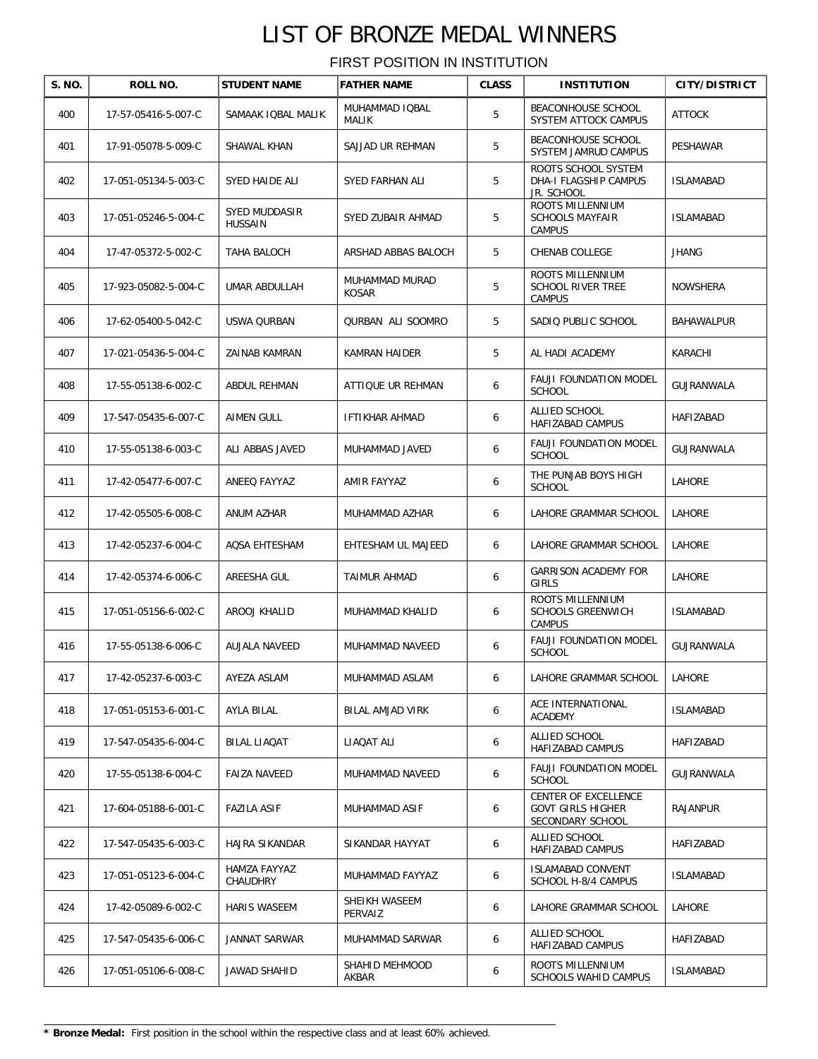# LIST OF BRONZE MEDAL WINNERS

FIRST POSITION IN INSTITUTION

| S. NO. | ROLL NO. | STUDENT NAME | FATHER NAME | CLASS | INSTITUTION | CITY/DISTRICT |
|---|---|---|---|---|---|---|
| 400 | 17-57-05416-5-007-C | SAMAAK IQBAL MALIK | MUHAMMAD IQBAL MALIK | 5 | BEACONHOUSE SCHOOL SYSTEM ATTOCK CAMPUS | ATTOCK |
| 401 | 17-91-05078-5-009-C | SHAWAL KHAN | SAJJAD UR REHMAN | 5 | BEACONHOUSE SCHOOL SYSTEM JAMRUD CAMPUS | PESHAWAR |
| 402 | 17-051-05134-5-003-C | SYED HAIDE ALI | SYED FARHAN ALI | 5 | ROOTS SCHOOL SYSTEM DHA-I FLAGSHIP CAMPUS JR. SCHOOL | ISLAMABAD |
| 403 | 17-051-05246-5-004-C | SYED MUDDASIR HUSSAIN | SYED ZUBAIR AHMAD | 5 | ROOTS MILLENNIUM SCHOOLS MAYFAIR CAMPUS | ISLAMABAD |
| 404 | 17-47-05372-5-002-C | TAHA BALOCH | ARSHAD ABBAS BALOCH | 5 | CHENAB COLLEGE | JHANG |
| 405 | 17-923-05082-5-004-C | UMAR ABDULLAH | MUHAMMAD MURAD KOSAR | 5 | ROOTS MILLENNIUM SCHOOL RIVER TREE CAMPUS | NOWSHERA |
| 406 | 17-62-05400-5-042-C | USWA QURBAN | QURBAN ALI SOOMRO | 5 | SADIQ PUBLIC SCHOOL | BAHAWALPUR |
| 407 | 17-021-05436-5-004-C | ZAINAB KAMRAN | KAMRAN HAIDER | 5 | AL HADI ACADEMY | KARACHI |
| 408 | 17-55-05138-6-002-C | ABDUL REHMAN | ATTIQUE UR REHMAN | 6 | FAUJI FOUNDATION MODEL SCHOOL | GUJRANWALA |
| 409 | 17-547-05435-6-007-C | AIMEN GULL | IFTIKHAR AHMAD | 6 | ALLIED SCHOOL HAFIZABAD CAMPUS | HAFIZABAD |
| 410 | 17-55-05138-6-003-C | ALI ABBAS JAVED | MUHAMMAD JAVED | 6 | FAUJI FOUNDATION MODEL SCHOOL | GUJRANWALA |
| 411 | 17-42-05477-6-007-C | ANEEQ FAYYAZ | AMIR FAYYAZ | 6 | THE PUNJAB BOYS HIGH SCHOOL | LAHORE |
| 412 | 17-42-05505-6-008-C | ANUM AZHAR | MUHAMMAD AZHAR | 6 | LAHORE GRAMMAR SCHOOL | LAHORE |
| 413 | 17-42-05237-6-004-C | AQSA EHTESHAM | EHTESHAM UL MAJEED | 6 | LAHORE GRAMMAR SCHOOL | LAHORE |
| 414 | 17-42-05374-6-006-C | AREESHA GUL | TAIMUR AHMAD | 6 | GARRISON ACADEMY FOR GIRLS | LAHORE |
| 415 | 17-051-05156-6-002-C | AROOJ KHALID | MUHAMMAD KHALID | 6 | ROOTS MILLENNIUM SCHOOLS GREENWICH CAMPUS | ISLAMABAD |
| 416 | 17-55-05138-6-006-C | AUJALA NAVEED | MUHAMMAD NAVEED | 6 | FAUJI FOUNDATION MODEL SCHOOL | GUJRANWALA |
| 417 | 17-42-05237-6-003-C | AYEZA ASLAM | MUHAMMAD ASLAM | 6 | LAHORE GRAMMAR SCHOOL | LAHORE |
| 418 | 17-051-05153-6-001-C | AYLA BILAL | BILAL AMJAD VIRK | 6 | ACE INTERNATIONAL ACADEMY | ISLAMABAD |
| 419 | 17-547-05435-6-004-C | BILAL LIAQAT | LIAQAT ALI | 6 | ALLIED SCHOOL HAFIZABAD CAMPUS | HAFIZABAD |
| 420 | 17-55-05138-6-004-C | FAIZA NAVEED | MUHAMMAD NAVEED | 6 | FAUJI FOUNDATION MODEL SCHOOL | GUJRANWALA |
| 421 | 17-604-05188-6-001-C | FAZILA ASIF | MUHAMMAD ASIF | 6 | CENTER OF EXCELLENCE GOVT GIRLS HIGHER SECONDARY SCHOOL | RAJANPUR |
| 422 | 17-547-05435-6-003-C | HAJRA SIKANDAR | SIKANDAR HAYYAT | 6 | ALLIED SCHOOL HAFIZABAD CAMPUS | HAFIZABAD |
| 423 | 17-051-05123-6-004-C | HAMZA FAYYAZ CHAUDHRY | MUHAMMAD FAYYAZ | 6 | ISLAMABAD CONVENT SCHOOL H-8/4 CAMPUS | ISLAMABAD |
| 424 | 17-42-05089-6-002-C | HARIS WASEEM | SHEIKH WASEEM PERVAIZ | 6 | LAHORE GRAMMAR SCHOOL | LAHORE |
| 425 | 17-547-05435-6-006-C | JANNAT SARWAR | MUHAMMAD SARWAR | 6 | ALLIED SCHOOL HAFIZABAD CAMPUS | HAFIZABAD |
| 426 | 17-051-05106-6-008-C | JAWAD SHAHID | SHAHID MEHMOOD AKBAR | 6 | ROOTS MILLENNIUM SCHOOLS WAHID CAMPUS | ISLAMABAD |

* **Bronze Medal:** First position in the school within the respective class and at least 60% achieved.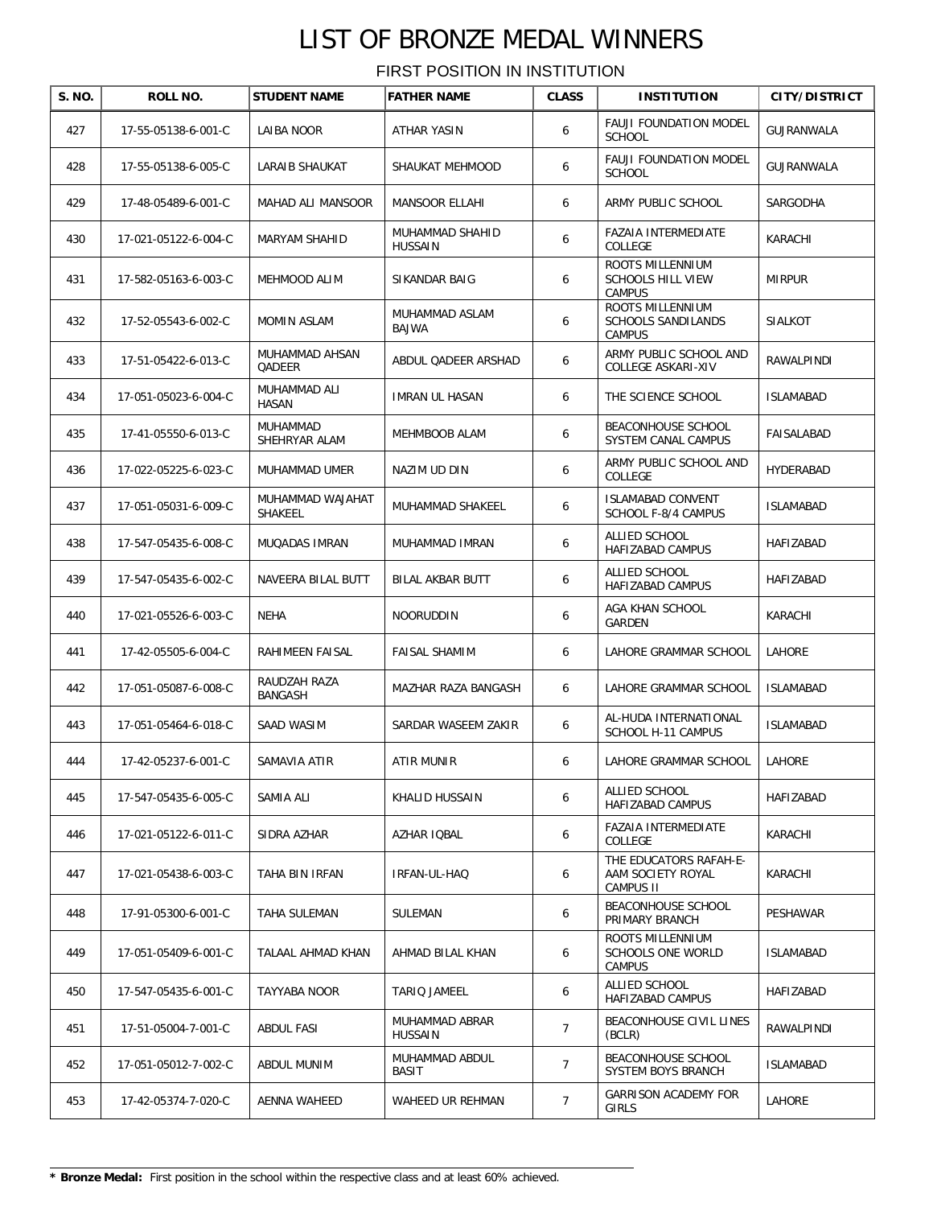# LIST OF BRONZE MEDAL WINNERS

FIRST POSITION IN INSTITUTION

| S. NO. | ROLL NO. | STUDENT NAME | FATHER NAME | CLASS | INSTITUTION | CITY/DISTRICT |
|---|---|---|---|---|---|---|
| 427 | 17-55-05138-6-001-C | LAIBA NOOR | ATHAR YASIN | 6 | FAUJI FOUNDATION MODEL SCHOOL | GUJRANWALA |
| 428 | 17-55-05138-6-005-C | LARAIB SHAUKAT | SHAUKAT MEHMOOD | 6 | FAUJI FOUNDATION MODEL SCHOOL | GUJRANWALA |
| 429 | 17-48-05489-6-001-C | MAHAD ALI MANSOOR | MANSOOR ELLAHI | 6 | ARMY PUBLIC SCHOOL | SARGODHA |
| 430 | 17-021-05122-6-004-C | MARYAM SHAHID | MUHAMMAD SHAHID HUSSAIN | 6 | FAZAIA INTERMEDIATE COLLEGE | KARACHI |
| 431 | 17-582-05163-6-003-C | MEHMOOD ALIM | SIKANDAR BAIG | 6 | ROOTS MILLENNIUM SCHOOLS HILL VIEW CAMPUS | MIRPUR |
| 432 | 17-52-05543-6-002-C | MOMIN ASLAM | MUHAMMAD ASLAM BAJWA | 6 | ROOTS MILLENNIUM SCHOOLS SANDILANDS CAMPUS | SIALKOT |
| 433 | 17-51-05422-6-013-C | MUHAMMAD AHSAN QADEER | ABDUL QADEER ARSHAD | 6 | ARMY PUBLIC SCHOOL AND COLLEGE ASKARI-XIV | RAWALPINDI |
| 434 | 17-051-05023-6-004-C | MUHAMMAD ALI HASAN | IMRAN UL HASAN | 6 | THE SCIENCE SCHOOL | ISLAMABAD |
| 435 | 17-41-05550-6-013-C | MUHAMMAD SHEHRYAR ALAM | MEHMBOOB ALAM | 6 | BEACONHOUSE SCHOOL SYSTEM CANAL CAMPUS | FAISALABAD |
| 436 | 17-022-05225-6-023-C | MUHAMMAD UMER | NAZIM UD DIN | 6 | ARMY PUBLIC SCHOOL AND COLLEGE | HYDERABAD |
| 437 | 17-051-05031-6-009-C | MUHAMMAD WAJAHAT SHAKEEL | MUHAMMAD SHAKEEL | 6 | ISLAMABAD CONVENT SCHOOL F-8/4 CAMPUS | ISLAMABAD |
| 438 | 17-547-05435-6-008-C | MUQADAS IMRAN | MUHAMMAD IMRAN | 6 | ALLIED SCHOOL HAFIZABAD CAMPUS | HAFIZABAD |
| 439 | 17-547-05435-6-002-C | NAVEERA BILAL BUTT | BILAL AKBAR BUTT | 6 | ALLIED SCHOOL HAFIZABAD CAMPUS | HAFIZABAD |
| 440 | 17-021-05526-6-003-C | NEHA | NOORUDDIN | 6 | AGA KHAN SCHOOL GARDEN | KARACHI |
| 441 | 17-42-05505-6-004-C | RAHIMEEN FAISAL | FAISAL SHAMIM | 6 | LAHORE GRAMMAR SCHOOL | LAHORE |
| 442 | 17-051-05087-6-008-C | RAUDZAH RAZA BANGASH | MAZHAR RAZA BANGASH | 6 | LAHORE GRAMMAR SCHOOL | ISLAMABAD |
| 443 | 17-051-05464-6-018-C | SAAD WASIM | SARDAR WASEEM ZAKIR | 6 | AL-HUDA INTERNATIONAL SCHOOL H-11 CAMPUS | ISLAMABAD |
| 444 | 17-42-05237-6-001-C | SAMAVIA ATIR | ATIR MUNIR | 6 | LAHORE GRAMMAR SCHOOL | LAHORE |
| 445 | 17-547-05435-6-005-C | SAMIA ALI | KHALID HUSSAIN | 6 | ALLIED SCHOOL HAFIZABAD CAMPUS | HAFIZABAD |
| 446 | 17-021-05122-6-011-C | SIDRA AZHAR | AZHAR IQBAL | 6 | FAZAIA INTERMEDIATE COLLEGE | KARACHI |
| 447 | 17-021-05438-6-003-C | TAHA BIN IRFAN | IRFAN-UL-HAQ | 6 | THE EDUCATORS RAFAH-E-AAM SOCIETY ROYAL CAMPUS II | KARACHI |
| 448 | 17-91-05300-6-001-C | TAHA SULEMAN | SULEMAN | 6 | BEACONHOUSE SCHOOL PRIMARY BRANCH | PESHAWAR |
| 449 | 17-051-05409-6-001-C | TALAAL AHMAD KHAN | AHMAD BILAL KHAN | 6 | ROOTS MILLENNIUM SCHOOLS ONE WORLD CAMPUS | ISLAMABAD |
| 450 | 17-547-05435-6-001-C | TAYYABA NOOR | TARIQ JAMEEL | 6 | ALLIED SCHOOL HAFIZABAD CAMPUS | HAFIZABAD |
| 451 | 17-51-05004-7-001-C | ABDUL FASI | MUHAMMAD ABRAR HUSSAIN | 7 | BEACONHOUSE CIVIL LINES (BCLR) | RAWALPINDI |
| 452 | 17-051-05012-7-002-C | ABDUL MUNIM | MUHAMMAD ABDUL BASIT | 7 | BEACONHOUSE SCHOOL SYSTEM BOYS BRANCH | ISLAMABAD |
| 453 | 17-42-05374-7-020-C | AENNA WAHEED | WAHEED UR REHMAN | 7 | GARRISON ACADEMY FOR GIRLS | LAHORE |

**\* Bronze Medal:** First position in the school within the respective class and at least 60% achieved.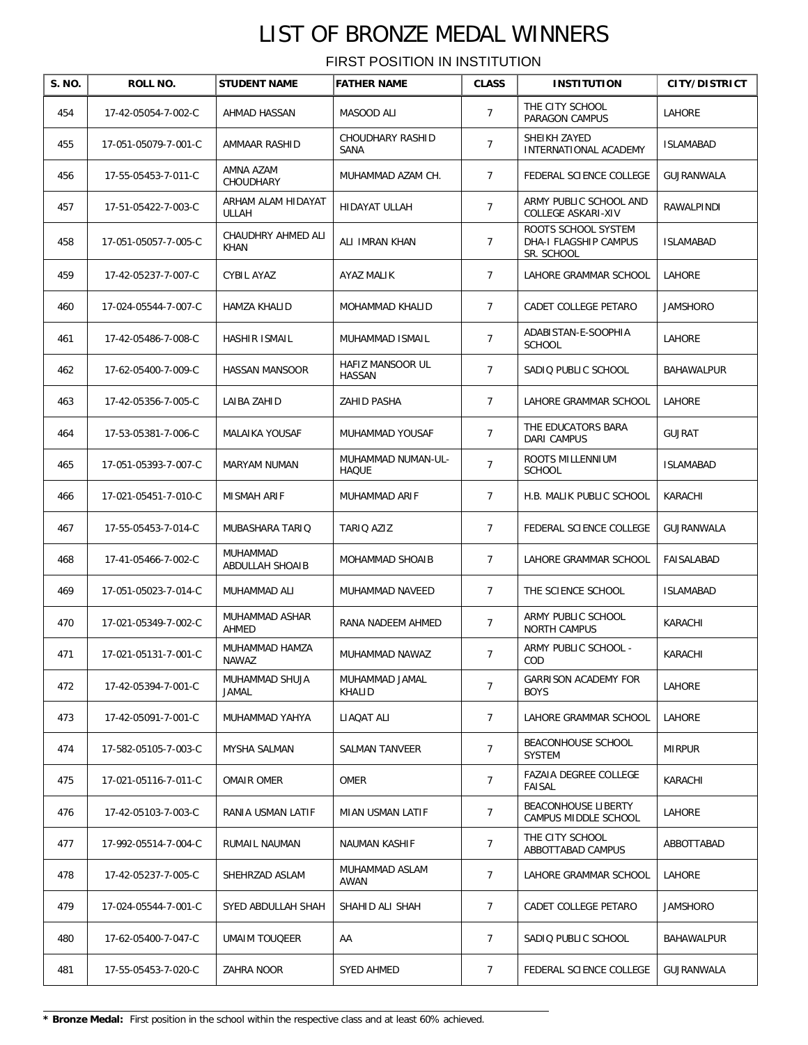# LIST OF BRONZE MEDAL WINNERS

FIRST POSITION IN INSTITUTION

| S. NO. | ROLL NO. | STUDENT NAME | FATHER NAME | CLASS | INSTITUTION | CITY/DISTRICT |
|---|---|---|---|---|---|---|
| 454 | 17-42-05054-7-002-C | AHMAD HASSAN | MASOOD ALI | 7 | THE CITY SCHOOL PARAGON CAMPUS | LAHORE |
| 455 | 17-051-05079-7-001-C | AMMAAR RASHID | CHOUDHARY RASHID SANA | 7 | SHEIKH ZAYED INTERNATIONAL ACADEMY | ISLAMABAD |
| 456 | 17-55-05453-7-011-C | AMNA AZAM CHOUDHARY | MUHAMMAD AZAM CH. | 7 | FEDERAL SCIENCE COLLEGE | GUJRANWALA |
| 457 | 17-51-05422-7-003-C | ARHAM ALAM HIDAYAT ULLAH | HIDAYAT ULLAH | 7 | ARMY PUBLIC SCHOOL AND COLLEGE ASKARI-XIV | RAWALPINDI |
| 458 | 17-051-05057-7-005-C | CHAUDHRY AHMED ALI KHAN | ALI IMRAN KHAN | 7 | ROOTS SCHOOL SYSTEM DHA-I FLAGSHIP CAMPUS SR. SCHOOL | ISLAMABAD |
| 459 | 17-42-05237-7-007-C | CYBIL AYAZ | AYAZ MALIK | 7 | LAHORE GRAMMAR SCHOOL | LAHORE |
| 460 | 17-024-05544-7-007-C | HAMZA KHALID | MOHAMMAD KHALID | 7 | CADET COLLEGE PETARO | JAMSHORO |
| 461 | 17-42-05486-7-008-C | HASHIR ISMAIL | MUHAMMAD ISMAIL | 7 | ADABISTAN-E-SOOPHIA SCHOOL | LAHORE |
| 462 | 17-62-05400-7-009-C | HASSAN MANSOOR | HAFIZ MANSOOR UL HASSAN | 7 | SADIQ PUBLIC SCHOOL | BAHAWALPUR |
| 463 | 17-42-05356-7-005-C | LAIBA ZAHID | ZAHID PASHA | 7 | LAHORE GRAMMAR SCHOOL | LAHORE |
| 464 | 17-53-05381-7-006-C | MALAIKA YOUSAF | MUHAMMAD YOUSAF | 7 | THE EDUCATORS BARA DARI CAMPUS | GUJRAT |
| 465 | 17-051-05393-7-007-C | MARYAM NUMAN | MUHAMMAD NUMAN-UL-HAQUE | 7 | ROOTS MILLENNIUM SCHOOL | ISLAMABAD |
| 466 | 17-021-05451-7-010-C | MISMAH ARIF | MUHAMMAD ARIF | 7 | H.B. MALIK PUBLIC SCHOOL | KARACHI |
| 467 | 17-55-05453-7-014-C | MUBASHARA TARIQ | TARIQ AZIZ | 7 | FEDERAL SCIENCE COLLEGE | GUJRANWALA |
| 468 | 17-41-05466-7-002-C | MUHAMMAD ABDULLAH SHOAIB | MOHAMMAD SHOAIB | 7 | LAHORE GRAMMAR SCHOOL | FAISALABAD |
| 469 | 17-051-05023-7-014-C | MUHAMMAD ALI | MUHAMMAD NAVEED | 7 | THE SCIENCE SCHOOL | ISLAMABAD |
| 470 | 17-021-05349-7-002-C | MUHAMMAD ASHAR AHMED | RANA NADEEM AHMED | 7 | ARMY PUBLIC SCHOOL NORTH CAMPUS | KARACHI |
| 471 | 17-021-05131-7-001-C | MUHAMMAD HAMZA NAWAZ | MUHAMMAD NAWAZ | 7 | ARMY PUBLIC SCHOOL - COD | KARACHI |
| 472 | 17-42-05394-7-001-C | MUHAMMAD SHUJA JAMAL | MUHAMMAD JAMAL KHALID | 7 | GARRISON ACADEMY FOR BOYS | LAHORE |
| 473 | 17-42-05091-7-001-C | MUHAMMAD YAHYA | LIAQAT ALI | 7 | LAHORE GRAMMAR SCHOOL | LAHORE |
| 474 | 17-582-05105-7-003-C | MYSHA SALMAN | SALMAN TANVEER | 7 | BEACONHOUSE SCHOOL SYSTEM | MIRPUR |
| 475 | 17-021-05116-7-011-C | OMAIR OMER | OMER | 7 | FAZAIA DEGREE COLLEGE FAISAL | KARACHI |
| 476 | 17-42-05103-7-003-C | RANIA USMAN LATIF | MIAN USMAN LATIF | 7 | BEACONHOUSE LIBERTY CAMPUS MIDDLE SCHOOL | LAHORE |
| 477 | 17-992-05514-7-004-C | RUMAIL NAUMAN | NAUMAN KASHIF | 7 | THE CITY SCHOOL ABBOTTABAD CAMPUS | ABBOTTABAD |
| 478 | 17-42-05237-7-005-C | SHEHRZAD ASLAM | MUHAMMAD ASLAM AWAN | 7 | LAHORE GRAMMAR SCHOOL | LAHORE |
| 479 | 17-024-05544-7-001-C | SYED ABDULLAH SHAH | SHAHID ALI SHAH | 7 | CADET COLLEGE PETARO | JAMSHORO |
| 480 | 17-62-05400-7-047-C | UMAIM TOUQEER | AA | 7 | SADIQ PUBLIC SCHOOL | BAHAWALPUR |
| 481 | 17-55-05453-7-020-C | ZAHRA NOOR | SYED AHMED | 7 | FEDERAL SCIENCE COLLEGE | GUJRANWALA |

* **Bronze Medal:** First position in the school within the respective class and at least 60% achieved.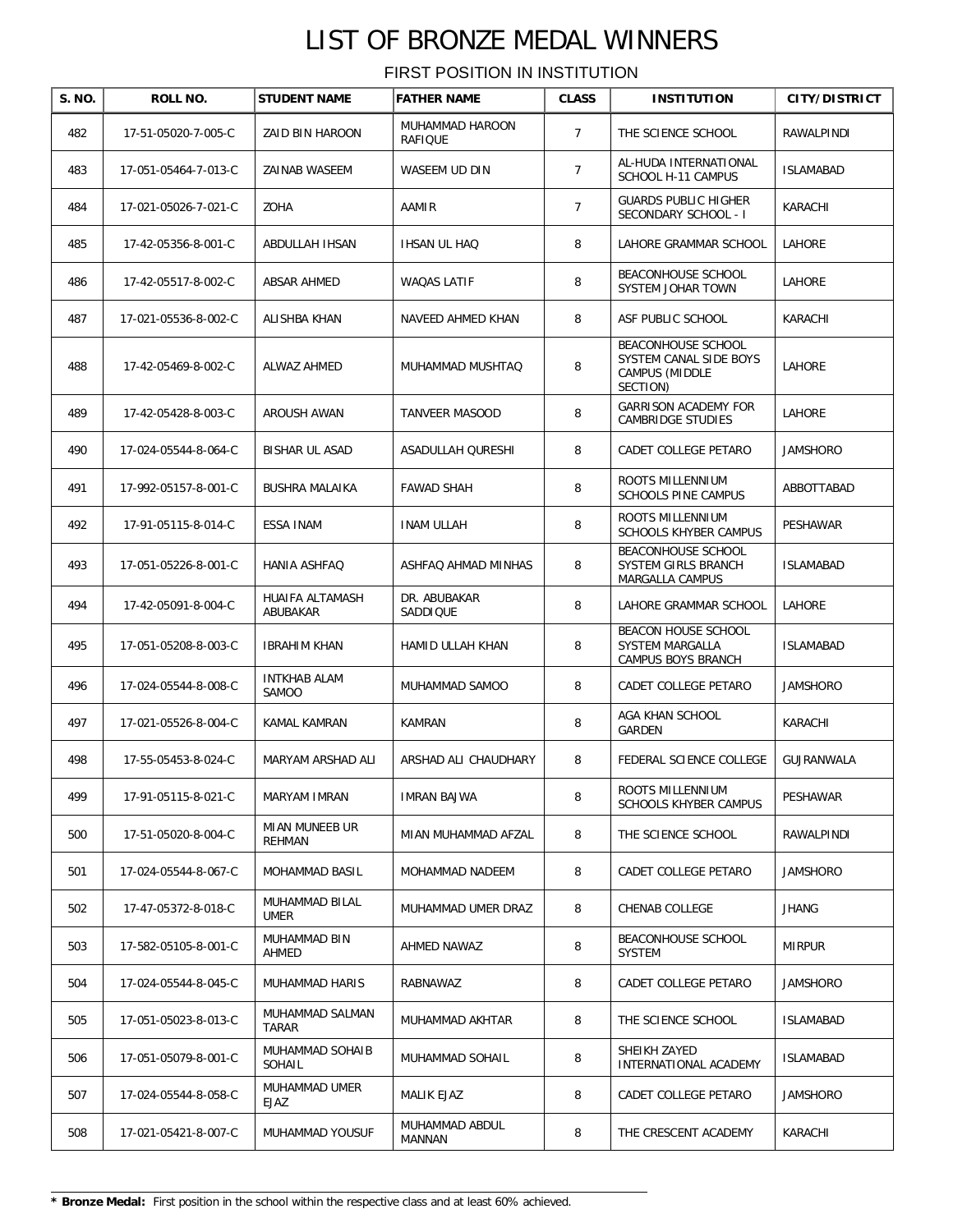# LIST OF BRONZE MEDAL WINNERS

FIRST POSITION IN INSTITUTION

| S. NO. | ROLL NO. | STUDENT NAME | FATHER NAME | CLASS | INSTITUTION | CITY/DISTRICT |
|---|---|---|---|---|---|---|
| 482 | 17-51-05020-7-005-C | ZAID BIN HAROON | MUHAMMAD HAROON RAFIQUE | 7 | THE SCIENCE SCHOOL | RAWALPINDI |
| 483 | 17-051-05464-7-013-C | ZAINAB WASEEM | WASEEM UD DIN | 7 | AL-HUDA INTERNATIONAL SCHOOL H-11 CAMPUS | ISLAMABAD |
| 484 | 17-021-05026-7-021-C | ZOHA | AAMIR | 7 | GUARDS PUBLIC HIGHER SECONDARY SCHOOL - I | KARACHI |
| 485 | 17-42-05356-8-001-C | ABDULLAH IHSAN | IHSAN UL HAQ | 8 | LAHORE GRAMMAR SCHOOL | LAHORE |
| 486 | 17-42-05517-8-002-C | ABSAR AHMED | WAQAS LATIF | 8 | BEACONHOUSE SCHOOL SYSTEM JOHAR TOWN | LAHORE |
| 487 | 17-021-05536-8-002-C | ALISHBA KHAN | NAVEED AHMED KHAN | 8 | ASF PUBLIC SCHOOL | KARACHI |
| 488 | 17-42-05469-8-002-C | ALWAZ AHMED | MUHAMMAD MUSHTAQ | 8 | BEACONHOUSE SCHOOL SYSTEM CANAL SIDE BOYS CAMPUS (MIDDLE SECTION) | LAHORE |
| 489 | 17-42-05428-8-003-C | AROUSH AWAN | TANVEER MASOOD | 8 | GARRISON ACADEMY FOR CAMBRIDGE STUDIES | LAHORE |
| 490 | 17-024-05544-8-064-C | BISHAR UL ASAD | ASADULLAH QURESHI | 8 | CADET COLLEGE PETARO | JAMSHORO |
| 491 | 17-992-05157-8-001-C | BUSHRA MALAIKA | FAWAD SHAH | 8 | ROOTS MILLENNIUM SCHOOLS PINE CAMPUS | ABBOTTABAD |
| 492 | 17-91-05115-8-014-C | ESSA INAM | INAM ULLAH | 8 | ROOTS MILLENNIUM SCHOOLS KHYBER CAMPUS | PESHAWAR |
| 493 | 17-051-05226-8-001-C | HANIA ASHFAQ | ASHFAQ AHMAD MINHAS | 8 | BEACONHOUSE SCHOOL SYSTEM GIRLS BRANCH MARGALLA CAMPUS | ISLAMABAD |
| 494 | 17-42-05091-8-004-C | HUAIFA ALTAMASH ABUBAKAR | DR. ABUBAKAR SADDIQUE | 8 | LAHORE GRAMMAR SCHOOL | LAHORE |
| 495 | 17-051-05208-8-003-C | IBRAHIM KHAN | HAMID ULLAH KHAN | 8 | BEACON HOUSE SCHOOL SYSTEM MARGALLA CAMPUS BOYS BRANCH | ISLAMABAD |
| 496 | 17-024-05544-8-008-C | INTKHAB ALAM SAMOO | MUHAMMAD SAMOO | 8 | CADET COLLEGE PETARO | JAMSHORO |
| 497 | 17-021-05526-8-004-C | KAMAL KAMRAN | KAMRAN | 8 | AGA KHAN SCHOOL GARDEN | KARACHI |
| 498 | 17-55-05453-8-024-C | MARYAM ARSHAD ALI | ARSHAD ALI CHAUDHARY | 8 | FEDERAL SCIENCE COLLEGE | GUJRANWALA |
| 499 | 17-91-05115-8-021-C | MARYAM IMRAN | IMRAN BAJWA | 8 | ROOTS MILLENNIUM SCHOOLS KHYBER CAMPUS | PESHAWAR |
| 500 | 17-51-05020-8-004-C | MIAN MUNEEB UR REHMAN | MIAN MUHAMMAD AFZAL | 8 | THE SCIENCE SCHOOL | RAWALPINDI |
| 501 | 17-024-05544-8-067-C | MOHAMMAD BASIL | MOHAMMAD NADEEM | 8 | CADET COLLEGE PETARO | JAMSHORO |
| 502 | 17-47-05372-8-018-C | MUHAMMAD BILAL UMER | MUHAMMAD UMER DRAZ | 8 | CHENAB COLLEGE | JHANG |
| 503 | 17-582-05105-8-001-C | MUHAMMAD BIN AHMED | AHMED NAWAZ | 8 | BEACONHOUSE SCHOOL SYSTEM | MIRPUR |
| 504 | 17-024-05544-8-045-C | MUHAMMAD HARIS | RABNAWAZ | 8 | CADET COLLEGE PETARO | JAMSHORO |
| 505 | 17-051-05023-8-013-C | MUHAMMAD SALMAN TARAR | MUHAMMAD AKHTAR | 8 | THE SCIENCE SCHOOL | ISLAMABAD |
| 506 | 17-051-05079-8-001-C | MUHAMMAD SOHAIB SOHAIL | MUHAMMAD SOHAIL | 8 | SHEIKH ZAYED INTERNATIONAL ACADEMY | ISLAMABAD |
| 507 | 17-024-05544-8-058-C | MUHAMMAD UMER EJAZ | MALIK EJAZ | 8 | CADET COLLEGE PETARO | JAMSHORO |
| 508 | 17-021-05421-8-007-C | MUHAMMAD YOUSUF | MUHAMMAD ABDUL MANNAN | 8 | THE CRESCENT ACADEMY | KARACHI |

* **Bronze Medal:** First position in the school within the respective class and at least 60% achieved.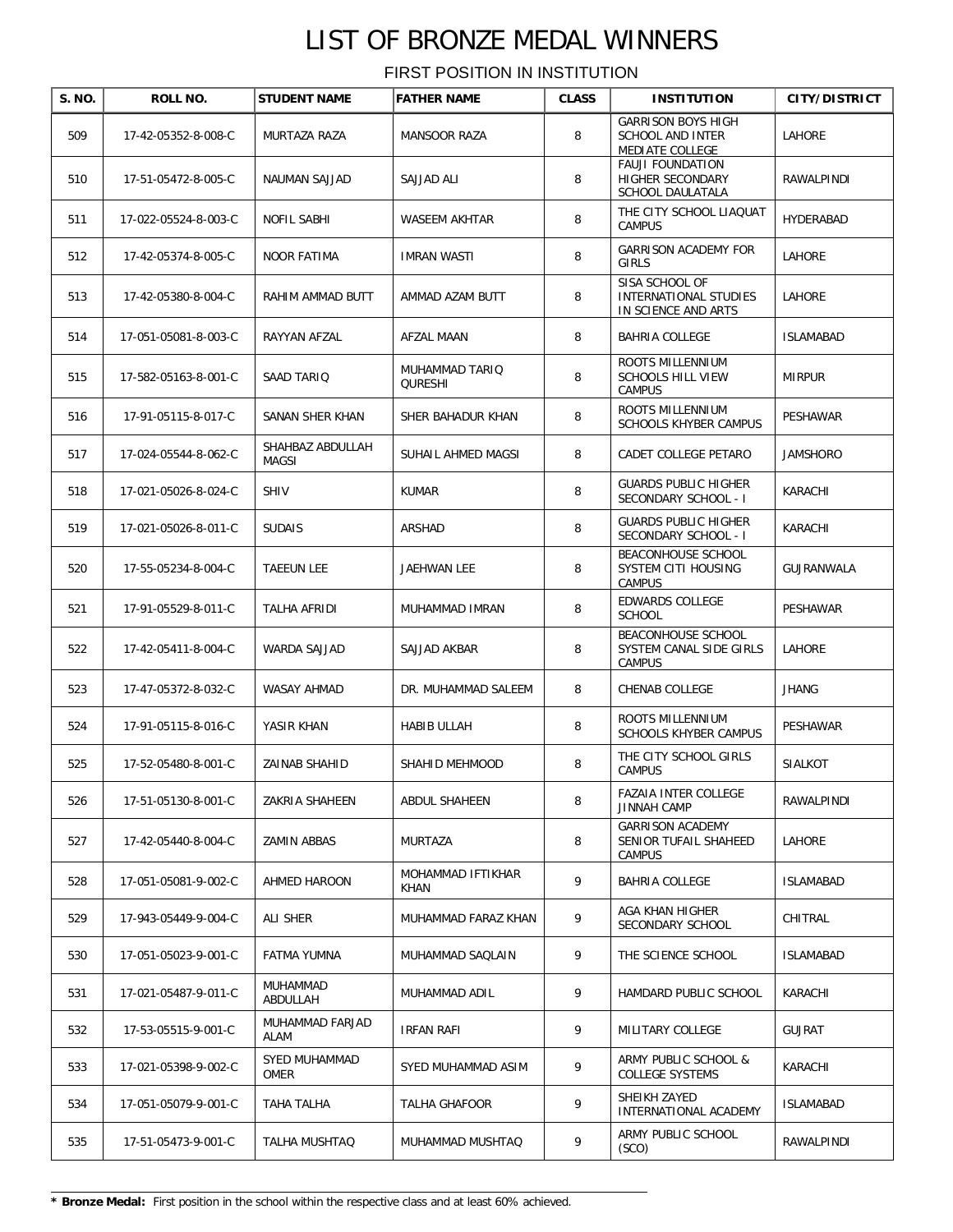# LIST OF BRONZE MEDAL WINNERS

FIRST POSITION IN INSTITUTION

| S. NO. | ROLL NO. | STUDENT NAME | FATHER NAME | CLASS | INSTITUTION | CITY/DISTRICT |
|---|---|---|---|---|---|---|
| 509 | 17-42-05352-8-008-C | MURTAZA RAZA | MANSOOR RAZA | 8 | GARRISON BOYS HIGH SCHOOL AND INTER MEDIATE COLLEGE | LAHORE |
| 510 | 17-51-05472-8-005-C | NAUMAN SAJJAD | SAJJAD ALI | 8 | FAUJI FOUNDATION HIGHER SECONDARY SCHOOL DAULATALA | RAWALPINDI |
| 511 | 17-022-05524-8-003-C | NOFIL SABHI | WASEEM AKHTAR | 8 | THE CITY SCHOOL LIAQUAT CAMPUS | HYDERABAD |
| 512 | 17-42-05374-8-005-C | NOOR FATIMA | IMRAN WASTI | 8 | GARRISON ACADEMY FOR GIRLS | LAHORE |
| 513 | 17-42-05380-8-004-C | RAHIM AMMAD BUTT | AMMAD AZAM BUTT | 8 | SISA SCHOOL OF INTERNATIONAL STUDIES IN SCIENCE AND ARTS | LAHORE |
| 514 | 17-051-05081-8-003-C | RAYYAN AFZAL | AFZAL MAAN | 8 | BAHRIA COLLEGE | ISLAMABAD |
| 515 | 17-582-05163-8-001-C | SAAD TARIQ | MUHAMMAD TARIQ QURESHI | 8 | ROOTS MILLENNIUM SCHOOLS HILL VIEW CAMPUS | MIRPUR |
| 516 | 17-91-05115-8-017-C | SANAN SHER KHAN | SHER BAHADUR KHAN | 8 | ROOTS MILLENNIUM SCHOOLS KHYBER CAMPUS | PESHAWAR |
| 517 | 17-024-05544-8-062-C | SHAHBAZ ABDULLAH MAGSI | SUHAIL AHMED MAGSI | 8 | CADET COLLEGE PETARO | JAMSHORO |
| 518 | 17-021-05026-8-024-C | SHIV | KUMAR | 8 | GUARDS PUBLIC HIGHER SECONDARY SCHOOL - I | KARACHI |
| 519 | 17-021-05026-8-011-C | SUDAIS | ARSHAD | 8 | GUARDS PUBLIC HIGHER SECONDARY SCHOOL - I | KARACHI |
| 520 | 17-55-05234-8-004-C | TAEEUN LEE | JAEHWAN LEE | 8 | BEACONHOUSE SCHOOL SYSTEM CITI HOUSING CAMPUS | GUJRANWALA |
| 521 | 17-91-05529-8-011-C | TALHA AFRIDI | MUHAMMAD IMRAN | 8 | EDWARDS COLLEGE SCHOOL | PESHAWAR |
| 522 | 17-42-05411-8-004-C | WARDA SAJJAD | SAJJAD AKBAR | 8 | BEACONHOUSE SCHOOL SYSTEM CANAL SIDE GIRLS CAMPUS | LAHORE |
| 523 | 17-47-05372-8-032-C | WASAY AHMAD | DR. MUHAMMAD SALEEM | 8 | CHENAB COLLEGE | JHANG |
| 524 | 17-91-05115-8-016-C | YASIR KHAN | HABIB ULLAH | 8 | ROOTS MILLENNIUM SCHOOLS KHYBER CAMPUS | PESHAWAR |
| 525 | 17-52-05480-8-001-C | ZAINAB SHAHID | SHAHID MEHMOOD | 8 | THE CITY SCHOOL GIRLS CAMPUS | SIALKOT |
| 526 | 17-51-05130-8-001-C | ZAKRIA SHAHEEN | ABDUL SHAHEEN | 8 | FAZAIA INTER COLLEGE JINNAH CAMP | RAWALPINDI |
| 527 | 17-42-05440-8-004-C | ZAMIN ABBAS | MURTAZA | 8 | GARRISON ACADEMY SENIOR TUFAIL SHAHEED CAMPUS | LAHORE |
| 528 | 17-051-05081-9-002-C | AHMED HAROON | MOHAMMAD IFTIKHAR KHAN | 9 | BAHRIA COLLEGE | ISLAMABAD |
| 529 | 17-943-05449-9-004-C | ALI SHER | MUHAMMAD FARAZ KHAN | 9 | AGA KHAN HIGHER SECONDARY SCHOOL | CHITRAL |
| 530 | 17-051-05023-9-001-C | FATMA YUMNA | MUHAMMAD SAQLAIN | 9 | THE SCIENCE SCHOOL | ISLAMABAD |
| 531 | 17-021-05487-9-011-C | MUHAMMAD ABDULLAH | MUHAMMAD ADIL | 9 | HAMDARD PUBLIC SCHOOL | KARACHI |
| 532 | 17-53-05515-9-001-C | MUHAMMAD FARJAD ALAM | IRFAN RAFI | 9 | MILITARY COLLEGE | GUJRAT |
| 533 | 17-021-05398-9-002-C | SYED MUHAMMAD OMER | SYED MUHAMMAD ASIM | 9 | ARMY PUBLIC SCHOOL & COLLEGE SYSTEMS | KARACHI |
| 534 | 17-051-05079-9-001-C | TAHA TALHA | TALHA GHAFOOR | 9 | SHEIKH ZAYED INTERNATIONAL ACADEMY | ISLAMABAD |
| 535 | 17-51-05473-9-001-C | TALHA MUSHTAQ | MUHAMMAD MUSHTAQ | 9 | ARMY PUBLIC SCHOOL (SCO) | RAWALPINDI |

**\* Bronze Medal:** First position in the school within the respective class and at least 60% achieved.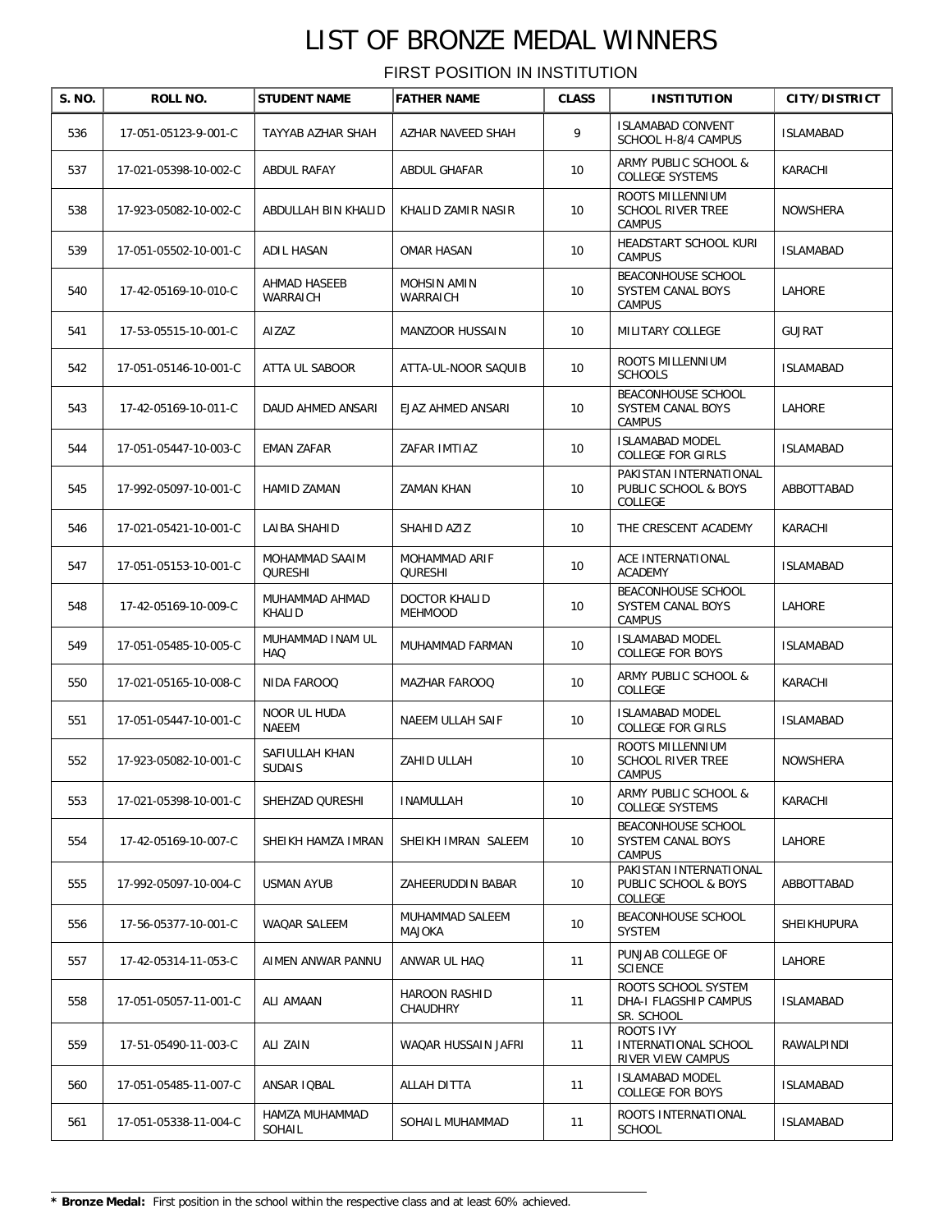# LIST OF BRONZE MEDAL WINNERS

FIRST POSITION IN INSTITUTION

| S. NO. | ROLL NO. | STUDENT NAME | FATHER NAME | CLASS | INSTITUTION | CITY/DISTRICT |
|---|---|---|---|---|---|---|
| 536 | 17-051-05123-9-001-C | TAYYAB AZHAR SHAH | AZHAR NAVEED SHAH | 9 | ISLAMABAD CONVENT SCHOOL H-8/4 CAMPUS | ISLAMABAD |
| 537 | 17-021-05398-10-002-C | ABDUL RAFAY | ABDUL GHAFAR | 10 | ARMY PUBLIC SCHOOL & COLLEGE SYSTEMS | KARACHI |
| 538 | 17-923-05082-10-002-C | ABDULLAH BIN KHALID | KHALID ZAMIR NASIR | 10 | ROOTS MILLENNIUM SCHOOL RIVER TREE CAMPUS | NOWSHERA |
| 539 | 17-051-05502-10-001-C | ADIL HASAN | OMAR HASAN | 10 | HEADSTART SCHOOL KURI CAMPUS | ISLAMABAD |
| 540 | 17-42-05169-10-010-C | AHMAD HASEEB WARRAICH | MOHSIN AMIN WARRAICH | 10 | BEACONHOUSE SCHOOL SYSTEM CANAL BOYS CAMPUS | LAHORE |
| 541 | 17-53-05515-10-001-C | AIZAZ | MANZOOR HUSSAIN | 10 | MILITARY COLLEGE | GUJRAT |
| 542 | 17-051-05146-10-001-C | ATTA UL SABOOR | ATTA-UL-NOOR SAQUIB | 10 | ROOTS MILLENNIUM SCHOOLS | ISLAMABAD |
| 543 | 17-42-05169-10-011-C | DAUD AHMED ANSARI | EJAZ AHMED ANSARI | 10 | BEACONHOUSE SCHOOL SYSTEM CANAL BOYS CAMPUS | LAHORE |
| 544 | 17-051-05447-10-003-C | EMAN ZAFAR | ZAFAR IMTIAZ | 10 | ISLAMABAD MODEL COLLEGE FOR GIRLS | ISLAMABAD |
| 545 | 17-992-05097-10-001-C | HAMID ZAMAN | ZAMAN KHAN | 10 | PAKISTAN INTERNATIONAL PUBLIC SCHOOL & BOYS COLLEGE | ABBOTTABAD |
| 546 | 17-021-05421-10-001-C | LAIBA SHAHID | SHAHID AZIZ | 10 | THE CRESCENT ACADEMY | KARACHI |
| 547 | 17-051-05153-10-001-C | MOHAMMAD SAAIM QURESHI | MOHAMMAD ARIF QURESHI | 10 | ACE INTERNATIONAL ACADEMY | ISLAMABAD |
| 548 | 17-42-05169-10-009-C | MUHAMMAD AHMAD KHALID | DOCTOR KHALID MEHMOOD | 10 | BEACONHOUSE SCHOOL SYSTEM CANAL BOYS CAMPUS | LAHORE |
| 549 | 17-051-05485-10-005-C | MUHAMMAD INAM UL HAQ | MUHAMMAD FARMAN | 10 | ISLAMABAD MODEL COLLEGE FOR BOYS | ISLAMABAD |
| 550 | 17-021-05165-10-008-C | NIDA FAROOQ | MAZHAR FAROOQ | 10 | ARMY PUBLIC SCHOOL & COLLEGE | KARACHI |
| 551 | 17-051-05447-10-001-C | NOOR UL HUDA NAEEM | NAEEM ULLAH SAIF | 10 | ISLAMABAD MODEL COLLEGE FOR GIRLS | ISLAMABAD |
| 552 | 17-923-05082-10-001-C | SAFIULLAH KHAN SUDAIS | ZAHID ULLAH | 10 | ROOTS MILLENNIUM SCHOOL RIVER TREE CAMPUS | NOWSHERA |
| 553 | 17-021-05398-10-001-C | SHEHZAD QURESHI | INAMULLAH | 10 | ARMY PUBLIC SCHOOL & COLLEGE SYSTEMS | KARACHI |
| 554 | 17-42-05169-10-007-C | SHEIKH HAMZA IMRAN | SHEIKH IMRAN SALEEM | 10 | BEACONHOUSE SCHOOL SYSTEM CANAL BOYS CAMPUS | LAHORE |
| 555 | 17-992-05097-10-004-C | USMAN AYUB | ZAHEERUDDIN BABAR | 10 | PAKISTAN INTERNATIONAL PUBLIC SCHOOL & BOYS COLLEGE | ABBOTTABAD |
| 556 | 17-56-05377-10-001-C | WAQAR SALEEM | MUHAMMAD SALEEM MAJOKA | 10 | BEACONHOUSE SCHOOL SYSTEM | SHEIKHUPURA |
| 557 | 17-42-05314-11-053-C | AIMEN ANWAR PANNU | ANWAR UL HAQ | 11 | PUNJAB COLLEGE OF SCIENCE | LAHORE |
| 558 | 17-051-05057-11-001-C | ALI AMAAN | HAROON RASHID CHAUDHRY | 11 | ROOTS SCHOOL SYSTEM DHA-I FLAGSHIP CAMPUS SR. SCHOOL | ISLAMABAD |
| 559 | 17-51-05490-11-003-C | ALI ZAIN | WAQAR HUSSAIN JAFRI | 11 | ROOTS IVY INTERNATIONAL SCHOOL RIVER VIEW CAMPUS | RAWALPINDI |
| 560 | 17-051-05485-11-007-C | ANSAR IQBAL | ALLAH DITTA | 11 | ISLAMABAD MODEL COLLEGE FOR BOYS | ISLAMABAD |
| 561 | 17-051-05338-11-004-C | HAMZA MUHAMMAD SOHAIL | SOHAIL MUHAMMAD | 11 | ROOTS INTERNATIONAL SCHOOL | ISLAMABAD |

\* **Bronze Medal:** First position in the school within the respective class and at least 60% achieved.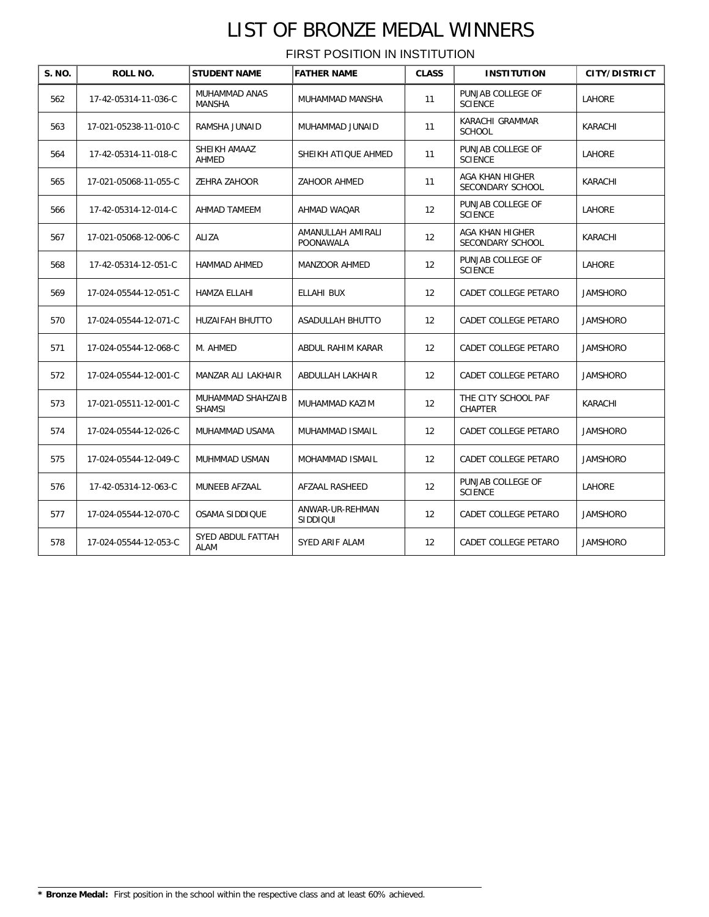# LIST OF BRONZE MEDAL WINNERS

## FIRST POSITION IN INSTITUTION

| S. NO. | ROLL NO. | STUDENT NAME | FATHER NAME | CLASS | INSTITUTION | CITY/DISTRICT |
|---|---|---|---|---|---|---|
| 562 | 17-42-05314-11-036-C | MUHAMMAD ANAS MANSHA | MUHAMMAD MANSHA | 11 | PUNJAB COLLEGE OF SCIENCE | LAHORE |
| 563 | 17-021-05238-11-010-C | RAMSHA JUNAID | MUHAMMAD JUNAID | 11 | KARACHI GRAMMAR SCHOOL | KARACHI |
| 564 | 17-42-05314-11-018-C | SHEIKH AMAAZ AHMED | SHEIKH ATIQUE AHMED | 11 | PUNJAB COLLEGE OF SCIENCE | LAHORE |
| 565 | 17-021-05068-11-055-C | ZEHRA ZAHOOR | ZAHOOR AHMED | 11 | AGA KHAN HIGHER SECONDARY SCHOOL | KARACHI |
| 566 | 17-42-05314-12-014-C | AHMAD TAMEEM | AHMAD WAQAR | 12 | PUNJAB COLLEGE OF SCIENCE | LAHORE |
| 567 | 17-021-05068-12-006-C | ALIZA | AMANULLAH AMIRALI POONAWALA | 12 | AGA KHAN HIGHER SECONDARY SCHOOL | KARACHI |
| 568 | 17-42-05314-12-051-C | HAMMAD AHMED | MANZOOR AHMED | 12 | PUNJAB COLLEGE OF SCIENCE | LAHORE |
| 569 | 17-024-05544-12-051-C | HAMZA ELLAHI | ELLAHI BUX | 12 | CADET COLLEGE PETARO | JAMSHORO |
| 570 | 17-024-05544-12-071-C | HUZAIFAH BHUTTO | ASADULLAH BHUTTO | 12 | CADET COLLEGE PETARO | JAMSHORO |
| 571 | 17-024-05544-12-068-C | M. AHMED | ABDUL RAHIM KARAR | 12 | CADET COLLEGE PETARO | JAMSHORO |
| 572 | 17-024-05544-12-001-C | MANZAR ALI LAKHAIR | ABDULLAH LAKHAIR | 12 | CADET COLLEGE PETARO | JAMSHORO |
| 573 | 17-021-05511-12-001-C | MUHAMMAD SHAHZAIB SHAMSI | MUHAMMAD KAZIM | 12 | THE CITY SCHOOL PAF CHAPTER | KARACHI |
| 574 | 17-024-05544-12-026-C | MUHAMMAD USAMA | MUHAMMAD ISMAIL | 12 | CADET COLLEGE PETARO | JAMSHORO |
| 575 | 17-024-05544-12-049-C | MUHMMAD USMAN | MOHAMMAD ISMAIL | 12 | CADET COLLEGE PETARO | JAMSHORO |
| 576 | 17-42-05314-12-063-C | MUNEEB AFZAAL | AFZAAL RASHEED | 12 | PUNJAB COLLEGE OF SCIENCE | LAHORE |
| 577 | 17-024-05544-12-070-C | OSAMA SIDDIQUE | ANWAR-UR-REHMAN SIDDIQUI | 12 | CADET COLLEGE PETARO | JAMSHORO |
| 578 | 17-024-05544-12-053-C | SYED ABDUL FATTAH ALAM | SYED ARIF ALAM | 12 | CADET COLLEGE PETARO | JAMSHORO |

* **Bronze Medal:** First position in the school within the respective class and at least 60% achieved.